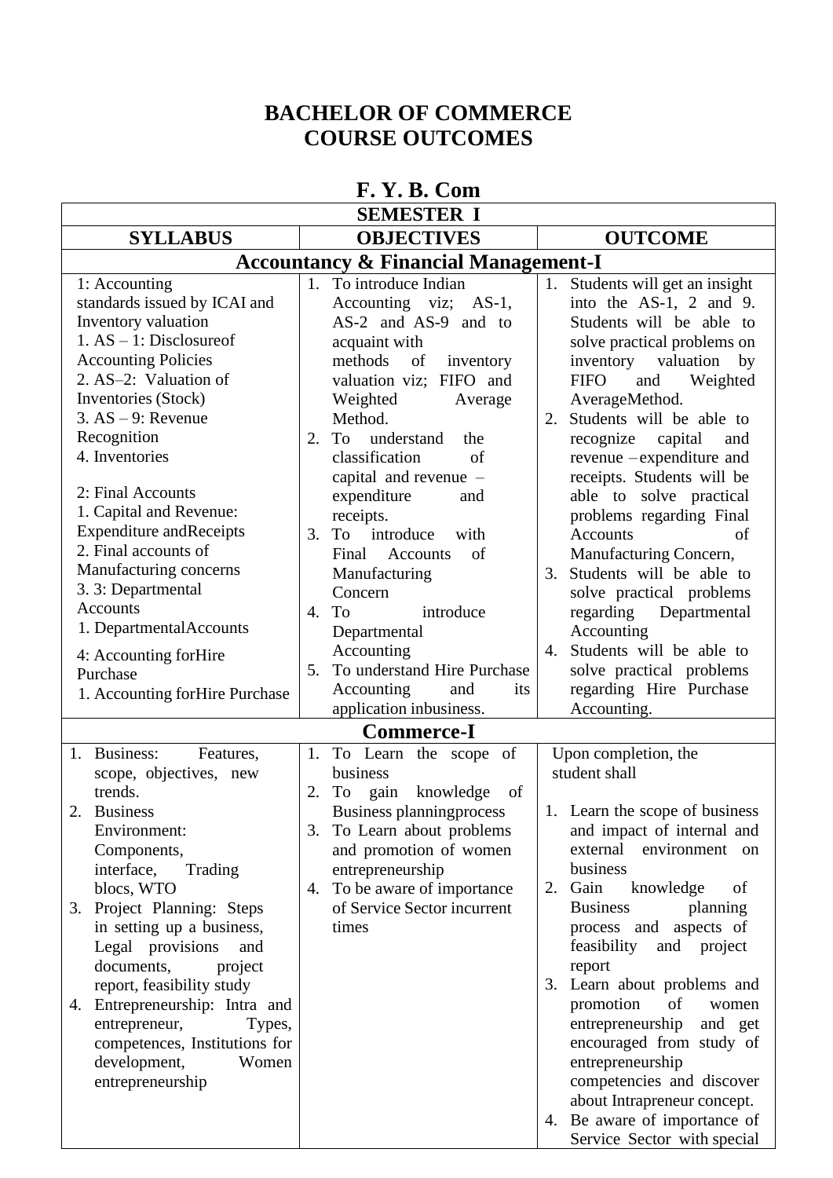# BACHELOR OF COMMERCE
# COURSE OUTCOMES

## F. Y. B. Com

| SEMESTER I | | |
|---|---|---|
| **SYLLABUS** | **OBJECTIVES** | **OUTCOME** |
| **Accountancy & Financial Management-I** | | |
| 1: Accounting standards issued by ICAI and Inventory valuation<br>1. AS – 1: Disclosureof Accounting Policies<br>2. AS–2: Valuation of Inventories (Stock)<br>3. AS – 9: Revenue Recognition<br>4. Inventories<br><br>2: Final Accounts<br>1. Capital and Revenue: Expenditure andReceipts<br>2. Final accounts of Manufacturing concerns<br>3. 3: Departmental Accounts<br>1. DepartmentalAccounts<br><br>4: Accounting forHire Purchase<br>1. Accounting forHire Purchase | 1. To introduce Indian Accounting viz; AS-1, AS-2 and AS-9 and to acquaint with methods of inventory valuation viz; FIFO and Weighted Average Method.<br>2. To understand the classification of capital and revenue – expenditure and receipts.<br>3. To introduce with Final Accounts of Manufacturing Concern<br>4. To introduce Departmental Accounting<br>5. To understand Hire Purchase Accounting and its application inbusiness. | 1. Students will get an insight into the AS-1, 2 and 9. Students will be able to solve practical problems on inventory valuation by FIFO and Weighted AverageMethod.<br>2. Students will be able to recognize capital and revenue – expenditure and receipts. Students will be able to solve practical problems regarding Final Accounts of Manufacturing Concern,<br>3. Students will be able to solve practical problems regarding Departmental Accounting<br>4. Students will be able to solve practical problems regarding Hire Purchase Accounting. |
| **Commerce-I** | | |
| 1. Business: Features, scope, objectives, new trends.<br>2. Business Environment: Components, interface, Trading blocs, WTO<br>3. Project Planning: Steps in setting up a business, Legal provisions and documents, project report, feasibility study<br>4. Entrepreneurship: Intra and entrepreneur, Types, competences, Institutions for development, Women entrepreneurship | 1. To Learn the scope of business<br>2. To gain knowledge of Business planningprocess<br>3. To Learn about problems and promotion of women entrepreneurship<br>4. To be aware of importance of Service Sector incurrent times | Upon completion, the student shall<br><br>1. Learn the scope of business and impact of internal and external environment on business<br>2. Gain knowledge of Business planning process and aspects of feasibility and project report<br>3. Learn about problems and promotion of women entrepreneurship and get encouraged from study of entrepreneurship competencies and discover about Intrapreneur concept.<br>4. Be aware of importance of Service Sector with special |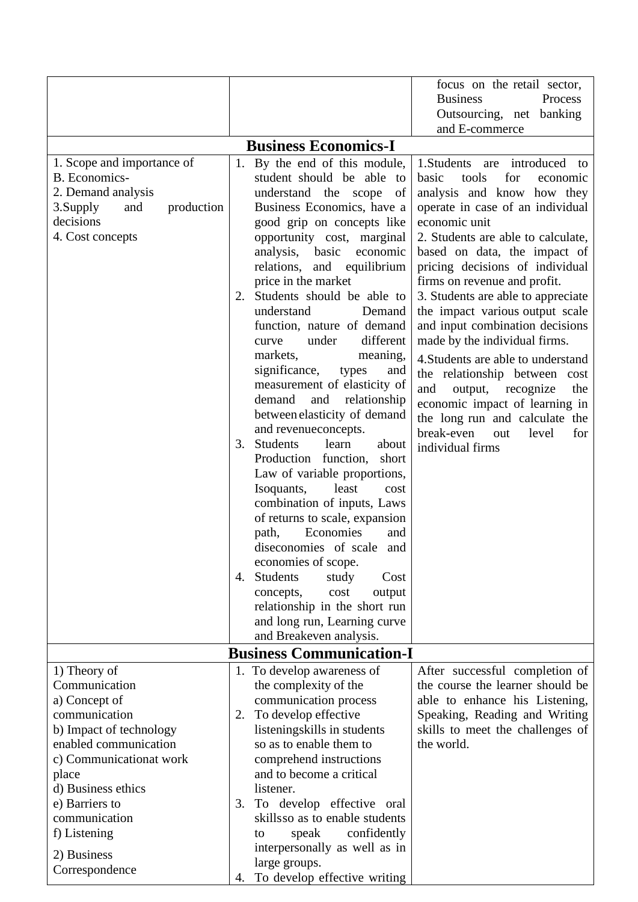| | | |
|---|---|---|
| | | focus on the retail sector, Business Process Outsourcing, net banking and E-commerce |
| **Business Economics-I** | | |
| 1. Scope and importance of B. Economics-<br>2. Demand analysis<br>3.Supply and production decisions<br>4. Cost concepts | 1. By the end of this module, student should be able to understand the scope of Business Economics, have a good grip on concepts like opportunity cost, marginal analysis, basic economic relations, and equilibrium price in the market<br>2. Students should be able to understand Demand function, nature of demand curve under different markets, meaning, significance, types and measurement of elasticity of demand and relationship between elasticity of demand and revenueconcepts.<br>3. Students learn about Production function, short Law of variable proportions, Isoquants, least cost combination of inputs, Laws of returns to scale, expansion path, Economies and diseconomies of scale and economies of scope.<br>4. Students study Cost concepts, cost output relationship in the short run and long run, Learning curve and Breakeven analysis. | 1.Students are introduced to basic tools for economic analysis and know how they operate in case of an individual economic unit<br>2. Students are able to calculate, based on data, the impact of pricing decisions of individual firms on revenue and profit.<br>3. Students are able to appreciate the impact various output scale and input combination decisions made by the individual firms.<br>4.Students are able to understand the relationship between cost and output, recognize the economic impact of learning in the long run and calculate the break-even out level for individual firms |
| **Business Communication-I** | | |
| 1) Theory of Communication<br>a) Concept of communication<br>b) Impact of technology enabled communication<br>c) Communicationat work place<br>d) Business ethics<br>e) Barriers to communication<br>f) Listening<br>2) Business Correspondence | 1. To develop awareness of the complexity of the communication process<br>2. To develop effective listeningskills in students so as to enable them to comprehend instructions and to become a critical listener.<br>3. To develop effective oral skillsso as to enable students to speak confidently interpersonally as well as in large groups.<br>4. To develop effective writing | After successful completion of the course the learner should be able to enhance his Listening, Speaking, Reading and Writing skills to meet the challenges of the world. |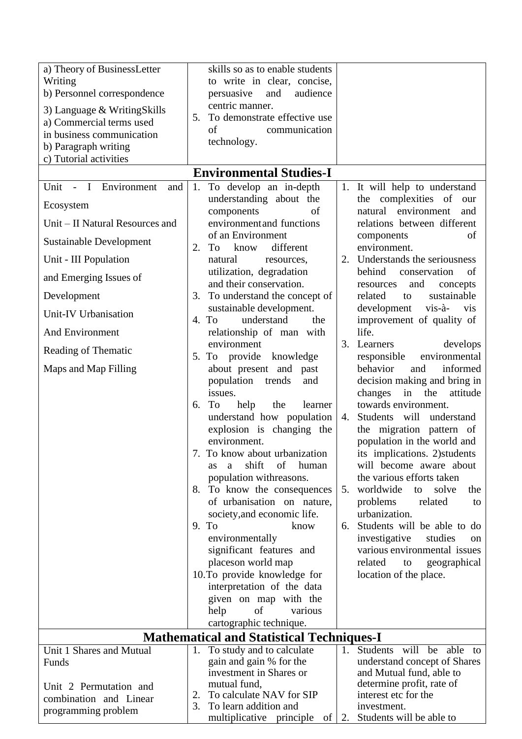| | | |
|---|---|---|
| a) Theory of BusinessLetter Writing<br>b) Personnel correspondence<br>3) Language & WritingSkills<br>a) Commercial terms used in business communication<br>b) Paragraph writing<br>c) Tutorial activities | skills so as to enable students to write in clear, concise, persuasive and audience centric manner.<br>5. To demonstrate effective use of communication technology. | |
| **Environmental Studies-I** | | |
| Unit - I Environment and Ecosystem<br>Unit – II Natural Resources and Sustainable Development<br>Unit - III Population and Emerging Issues of Development<br>Unit-IV Urbanisation And Environment<br>Reading of Thematic Maps and Map Filling | 1. To develop an in-depth understanding about the components of environmentand functions of an Environment<br>2. To know different natural resources, utilization, degradation and their conservation.<br>3. To understand the concept of sustainable development.<br>4. To understand the relationship of man with environment<br>5. To provide knowledge about present and past population trends and issues.<br>6. To help the learner understand how population explosion is changing the environment.<br>7. To know about urbanization as a shift of human population withreasons.<br>8. To know the consequences of urbanisation on nature, society,and economic life.<br>9. To know environmentally significant features and placeson world map<br>10.To provide knowledge for interpretation of the data given on map with the help of various cartographic technique. | 1. It will help to understand the complexities of our natural environment and relations between different components of environment.<br>2. Understands the seriousness behind conservation of resources and concepts related to sustainable development vis-à- vis improvement of quality of life.<br>3. Learners develops responsible environmental behavior and informed decision making and bring in changes in the attitude towards environment.<br>4. Students will understand the migration pattern of population in the world and its implications. 2)students will become aware about the various efforts taken<br>5. worldwide to solve the problems related to urbanization.<br>6. Students will be able to do investigative studies on various environmental issues related to geographical location of the place. |
| **Mathematical and Statistical Techniques-I** | | |
| Unit 1 Shares and Mutual Funds<br>Unit 2 Permutation and combination and Linear programming problem | 1. To study and to calculate gain and gain % for the investment in Shares or mutual fund,<br>2. To calculate NAV for SIP<br>3. To learn addition and multiplicative principle of | 1. Students will be able to understand concept of Shares and Mutual fund, able to determine profit, rate of interest etc for the investment.<br>2. Students will be able to |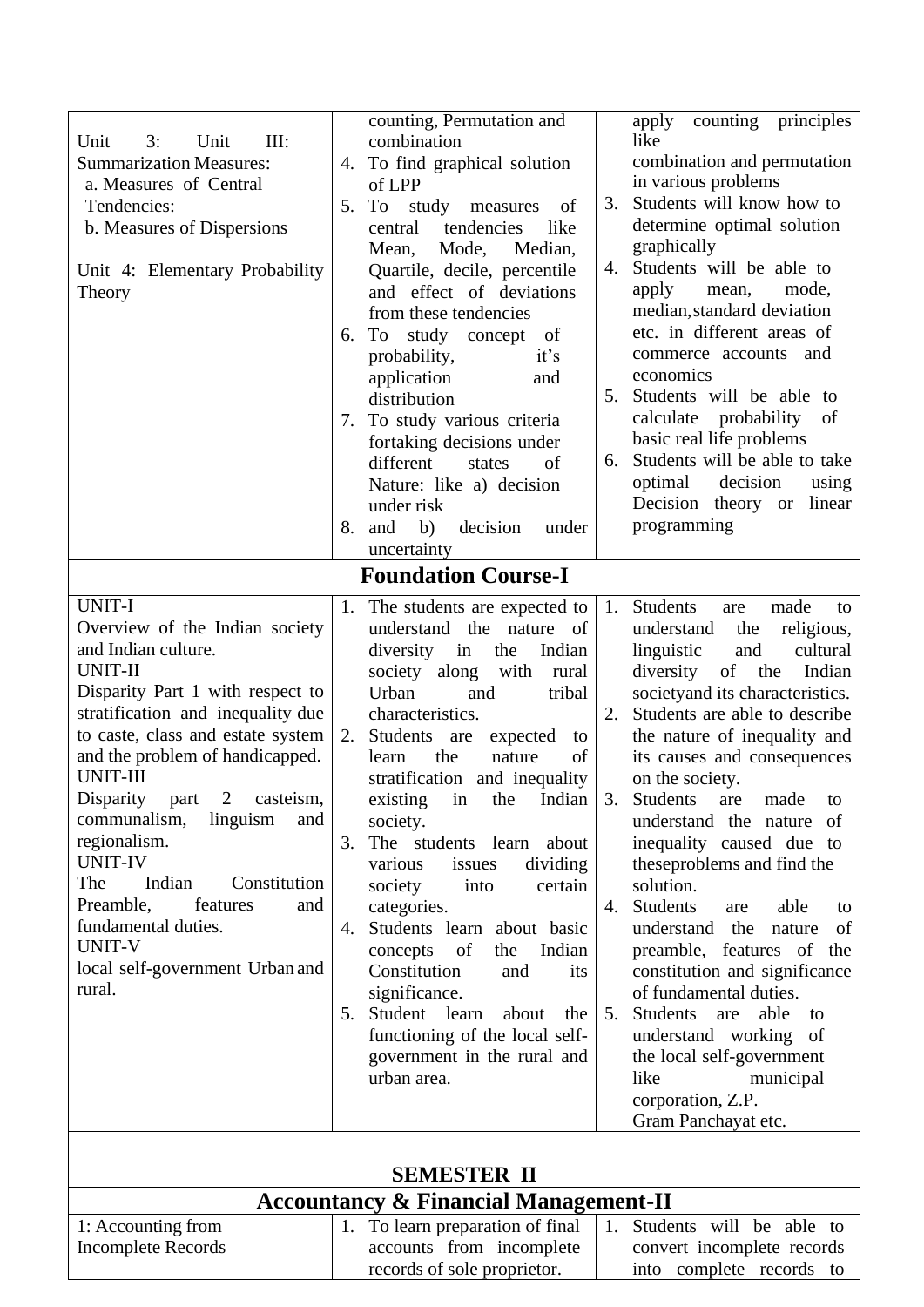| | | |
|---|---|---|
| Unit 3: Unit III: Summarization Measures:<br>a. Measures of Central Tendencies:<br>b. Measures of Dispersions<br><br>Unit 4: Elementary Probability Theory | counting, Permutation and combination<br>4. To find graphical solution of LPP<br>5. To study measures of central tendencies like Mean, Mode, Median, Quartile, decile, percentile and effect of deviations from these tendencies<br>6. To study concept of probability, it's application and distribution<br>7. To study various criteria fortaking decisions under different states of Nature: like a) decision under risk<br>8. and b) decision under uncertainty | apply counting principles like combination and permutation in various problems<br>3. Students will know how to determine optimal solution graphically<br>4. Students will be able to apply mean, mode, median,standard deviation etc. in different areas of commerce accounts and economics<br>5. Students will be able to calculate probability of basic real life problems<br>6. Students will be able to take optimal decision using Decision theory or linear programming |
| **Foundation Course-I** | | |
| UNIT-I<br>Overview of the Indian society and Indian culture.<br>UNIT-II<br>Disparity Part 1 with respect to stratification and inequality due to caste, class and estate system and the problem of handicapped.<br>UNIT-III<br>Disparity part 2 casteism, communalism, linguism and regionalism.<br>UNIT-IV<br>The Indian Constitution Preamble, features and fundamental duties.<br>UNIT-V<br>local self-government Urban and rural. | 1. The students are expected to understand the nature of diversity in the Indian society along with rural Urban and tribal characteristics.<br>2. Students are expected to learn the nature of stratification and inequality existing in the Indian society.<br>3. The students learn about various issues dividing society into certain categories.<br>4. Students learn about basic concepts of the Indian Constitution and its significance.<br>5. Student learn about the functioning of the local self-government in the rural and urban area. | 1. Students are made to understand the religious, linguistic and cultural diversity of the Indian societyand its characteristics.<br>2. Students are able to describe the nature of inequality and its causes and consequences on the society.<br>3. Students are made to understand the nature of inequality caused due to theseproblems and find the solution.<br>4. Students are able to understand the nature of preamble, features of the constitution and significance of fundamental duties.<br>5. Students are able to understand working of the local self-government like municipal corporation, Z.P. Gram Panchayat etc. |
| | | |
| **SEMESTER II** | | |
| **Accountancy & Financial Management-II** | | |
| 1: Accounting from Incomplete Records | 1. To learn preparation of final accounts from incomplete records of sole proprietor. | 1. Students will be able to convert incomplete records into complete records to |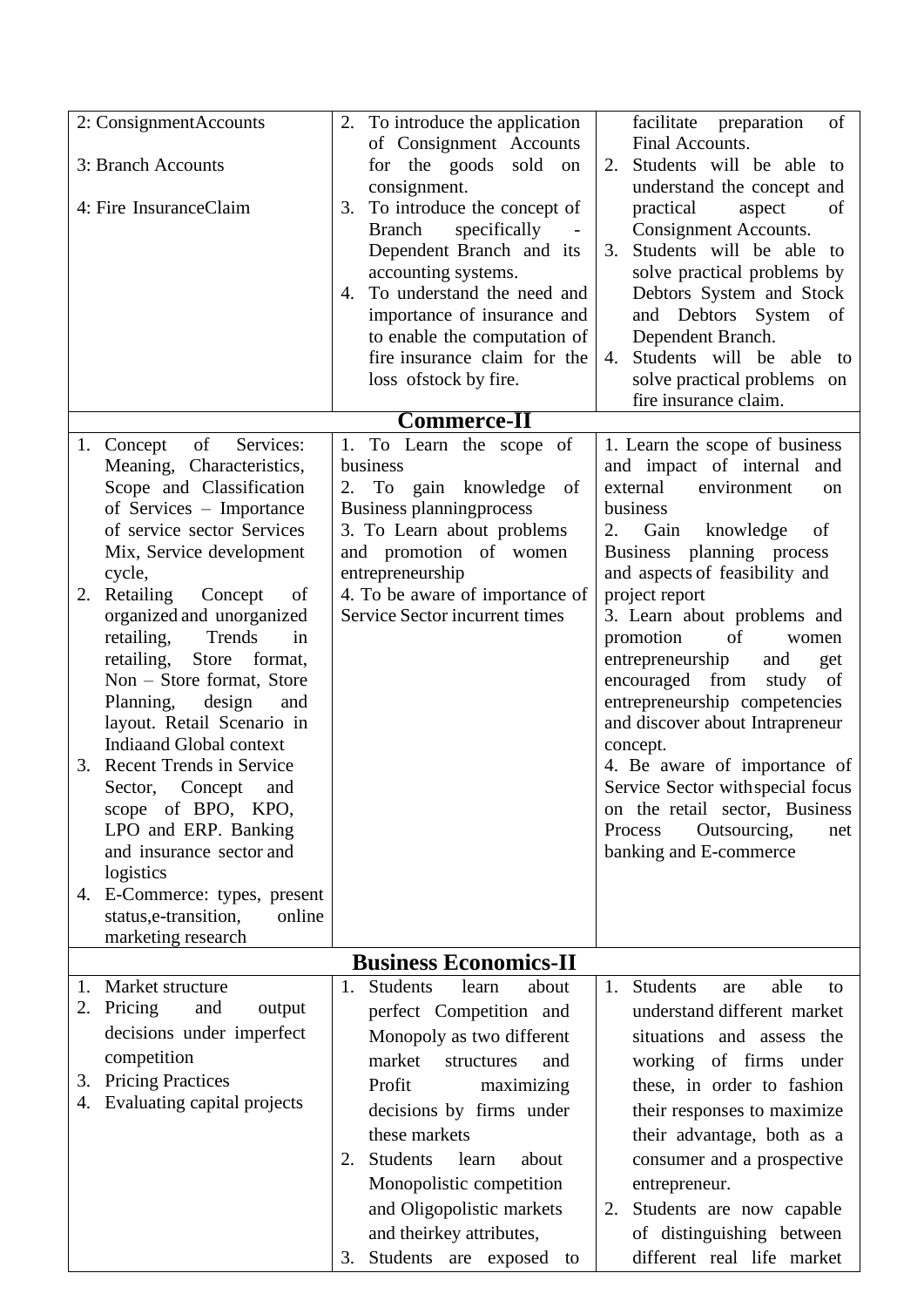| | | |
|---|---|---|
| 2: ConsignmentAccounts<br><br>3: Branch Accounts<br><br>4: Fire InsuranceClaim | 2. To introduce the application of Consignment Accounts for the goods sold on consignment.<br>3. To introduce the concept of Branch specifically - Dependent Branch and its accounting systems.<br>4. To understand the need and importance of insurance and to enable the computation of fire insurance claim for the loss ofstock by fire. | facilitate preparation of Final Accounts.<br>2. Students will be able to understand the concept and practical aspect of Consignment Accounts.<br>3. Students will be able to solve practical problems by Debtors System and Stock and Debtors System of Dependent Branch.<br>4. Students will be able to solve practical problems on fire insurance claim. |
| **Commerce-II** | | |
| 1. Concept of Services: Meaning, Characteristics, Scope and Classification of Services – Importance of service sector Services Mix, Service development cycle,<br>2. Retailing Concept of organized and unorganized retailing, Trends in retailing, Store format, Non – Store format, Store Planning, design and layout. Retail Scenario in Indiaand Global context<br>3. Recent Trends in Service Sector, Concept and scope of BPO, KPO, LPO and ERP. Banking and insurance sector and logistics<br>4. E-Commerce: types, present status,e-transition, online marketing research | 1. To Learn the scope of business<br>2. To gain knowledge of Business planningprocess<br>3. To Learn about problems and promotion of women entrepreneurship<br>4. To be aware of importance of Service Sector incurrent times | 1. Learn the scope of business and impact of internal and external environment on business<br>2. Gain knowledge of Business planning process and aspects of feasibility and project report<br>3. Learn about problems and promotion of women entrepreneurship and get encouraged from study of entrepreneurship competencies and discover about Intrapreneur concept.<br>4. Be aware of importance of Service Sector withspecial focus on the retail sector, Business Process Outsourcing, net banking and E-commerce |
| **Business Economics-II** | | |
| 1. Market structure<br>2. Pricing and output decisions under imperfect competition<br>3. Pricing Practices<br>4. Evaluating capital projects | 1. Students learn about perfect Competition and Monopoly as two different market structures and Profit maximizing decisions by firms under these markets<br>2. Students learn about Monopolistic competition and Oligopolistic markets and theirkey attributes,<br>3. Students are exposed to | 1. Students are able to understand different market situations and assess the working of firms under these, in order to fashion their responses to maximize their advantage, both as a consumer and a prospective entrepreneur.<br>2. Students are now capable of distinguishing between different real life market |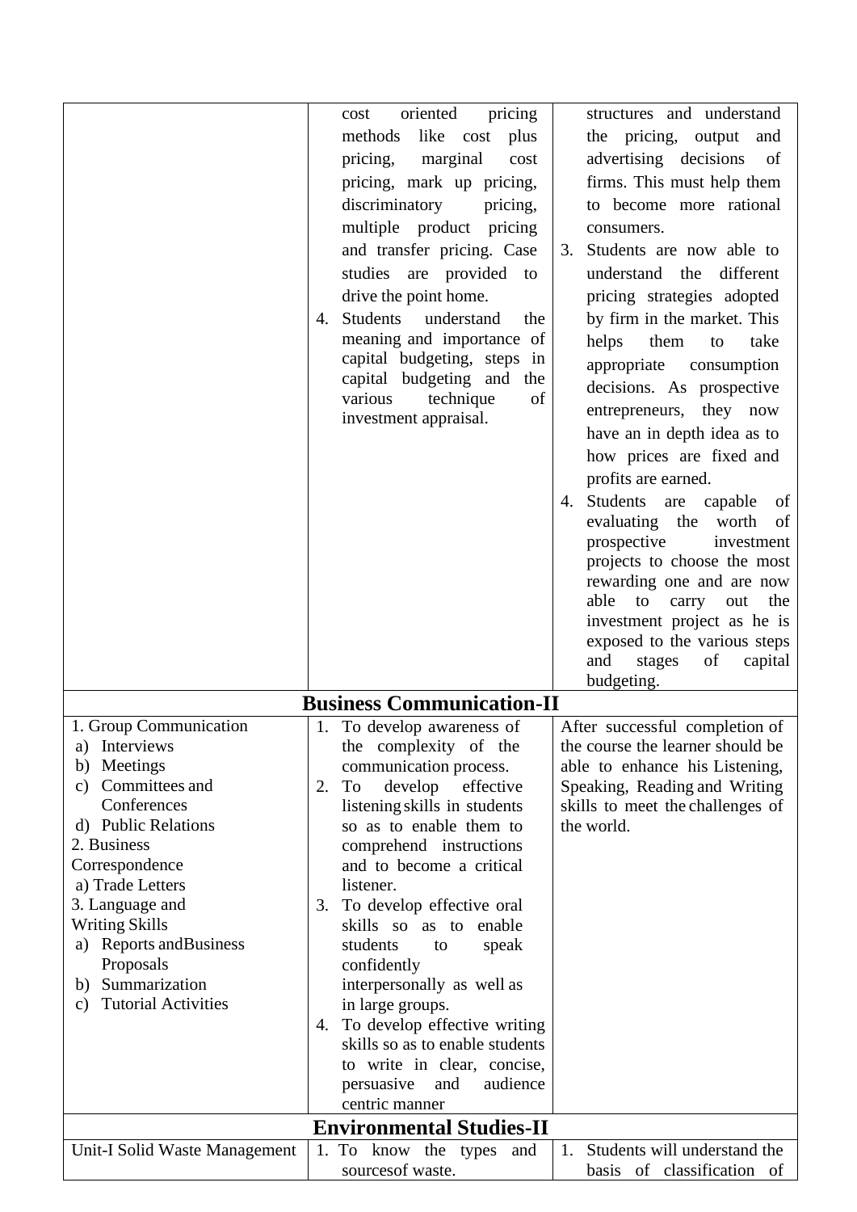| | | |
|---|---|---|
| | cost oriented pricing methods like cost plus pricing, marginal cost pricing, mark up pricing, discriminatory pricing, multiple product pricing and transfer pricing. Case studies are provided to drive the point home.<br>4. Students understand the meaning and importance of capital budgeting, steps in capital budgeting and the various technique of investment appraisal. | structures and understand the pricing, output and advertising decisions of firms. This must help them to become more rational consumers.<br>3. Students are now able to understand the different pricing strategies adopted by firm in the market. This helps them to take appropriate consumption decisions. As prospective entrepreneurs, they now have an in depth idea as to how prices are fixed and profits are earned.<br>4. Students are capable of evaluating the worth of prospective investment projects to choose the most rewarding one and are now able to carry out the investment project as he is exposed to the various steps and stages of capital budgeting. |
| **Business Communication-II** | | |
| 1. Group Communication<br>a) Interviews<br>b) Meetings<br>c) Committees and Conferences<br>d) Public Relations<br>2. Business Correspondence<br>a) Trade Letters<br>3. Language and Writing Skills<br>a) Reports andBusiness Proposals<br>b) Summarization<br>c) Tutorial Activities | 1. To develop awareness of the complexity of the communication process.<br>2. To develop effective listening skills in students so as to enable them to comprehend instructions and to become a critical listener.<br>3. To develop effective oral skills so as to enable students to speak confidently interpersonally as well as in large groups.<br>4. To develop effective writing skills so as to enable students to write in clear, concise, persuasive and audience centric manner | After successful completion of the course the learner should be able to enhance his Listening, Speaking, Reading and Writing skills to meet the challenges of the world. |
| **Environmental Studies-II** | | |
| Unit-I Solid Waste Management | 1. To know the types and sourcesof waste. | 1. Students will understand the basis of classification of |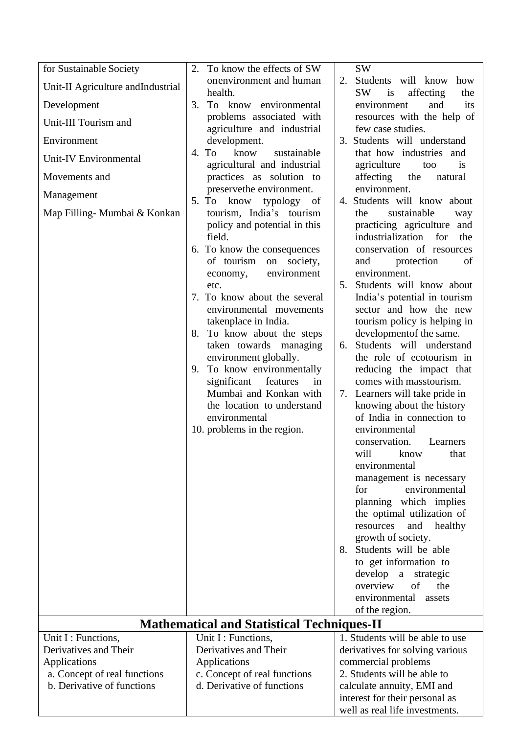| | | |
|---|---|---|
| for Sustainable Society<br>Unit-II Agriculture andIndustrial Development<br>Unit-III Tourism and Environment<br>Unit-IV Environmental Movements and Management<br>Map Filling- Mumbai & Konkan | 2. To know the effects of SW onenvironment and human health.<br>3. To know environmental problems associated with agriculture and industrial development.<br>4. To know sustainable agricultural and industrial practices as solution to preservethe environment.<br>5. To know typology of tourism, India's tourism policy and potential in this field.<br>6. To know the consequences of tourism on society, economy, environment etc.<br>7. To know about the several environmental movements takenplace in India.<br>8. To know about the steps taken towards managing environment globally.<br>9. To know environmentally significant features in Mumbai and Konkan with the location to understand environmental<br>10. problems in the region. | SW<br>2. Students will know how SW is affecting the environment and its resources with the help of few case studies.<br>3. Students will understand that how industries and agriculture too is affecting the natural environment.<br>4. Students will know about the sustainable way practicing agriculture and industrialization for the conservation of resources and protection of environment.<br>5. Students will know about India's potential in tourism sector and how the new tourism policy is helping in developmentof the same.<br>6. Students will understand the role of ecotourism in reducing the impact that comes with masstourism.<br>7. Learners will take pride in knowing about the history of India in connection to environmental conservation. Learners will know that environmental management is necessary for environmental planning which implies the optimal utilization of resources and healthy growth of society.<br>8. Students will be able to get information to develop a strategic overview of the environmental assets of the region. |
| **Mathematical and Statistical Techniques-II** | | |
| Unit I : Functions, Derivatives and Their Applications<br>a. Concept of real functions<br>b. Derivative of functions | Unit I : Functions, Derivatives and Their Applications<br>c. Concept of real functions<br>d. Derivative of functions | 1. Students will be able to use derivatives for solving various commercial problems<br>2. Students will be able to calculate annuity, EMI and interest for their personal as well as real life investments. |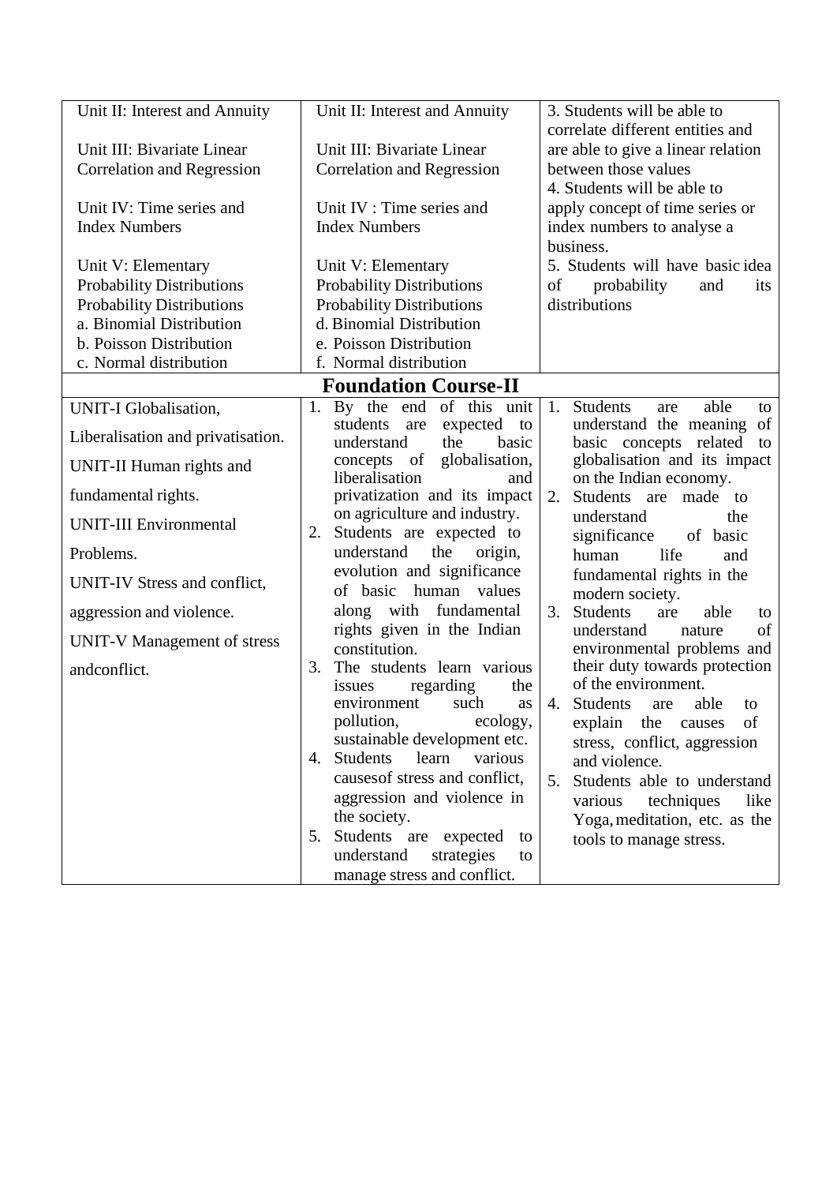| | | |
|---|---|---|
| Unit II: Interest and Annuity<br><br>Unit III: Bivariate Linear Correlation and Regression<br><br>Unit IV: Time series and Index Numbers<br><br>Unit V: Elementary Probability Distributions Probability Distributions<br>a. Binomial Distribution<br>b. Poisson Distribution<br>c. Normal distribution | Unit II: Interest and Annuity<br><br>Unit III: Bivariate Linear Correlation and Regression<br><br>Unit IV : Time series and Index Numbers<br><br>Unit V: Elementary Probability Distributions Probability Distributions<br>d. Binomial Distribution<br>e. Poisson Distribution<br>f. Normal distribution | 3. Students will be able to correlate different entities and are able to give a linear relation between those values<br>4. Students will be able to apply concept of time series or index numbers to analyse a business.<br>5. Students will have basic idea of probability and its distributions |
| **Foundation Course-II** | | |
| UNIT-I Globalisation, Liberalisation and privatisation.<br>UNIT-II Human rights and fundamental rights.<br>UNIT-III Environmental Problems.<br>UNIT-IV Stress and conflict, aggression and violence.<br>UNIT-V Management of stress andconflict. | 1. By the end of this unit students are expected to understand the basic concepts of globalisation, liberalisation and privatization and its impact on agriculture and industry.<br>2. Students are expected to understand the origin, evolution and significance of basic human values along with fundamental rights given in the Indian constitution.<br>3. The students learn various issues regarding the environment such as pollution, ecology, sustainable development etc.<br>4. Students learn various causesof stress and conflict, aggression and violence in the society.<br>5. Students are expected to understand strategies to manage stress and conflict. | 1. Students are able to understand the meaning of basic concepts related to globalisation and its impact on the Indian economy.<br>2. Students are made to understand the significance of basic human life and fundamental rights in the modern society.<br>3. Students are able to understand nature of environmental problems and their duty towards protection of the environment.<br>4. Students are able to explain the causes of stress, conflict, aggression and violence.<br>5. Students able to understand various techniques like Yoga, meditation, etc. as the tools to manage stress. |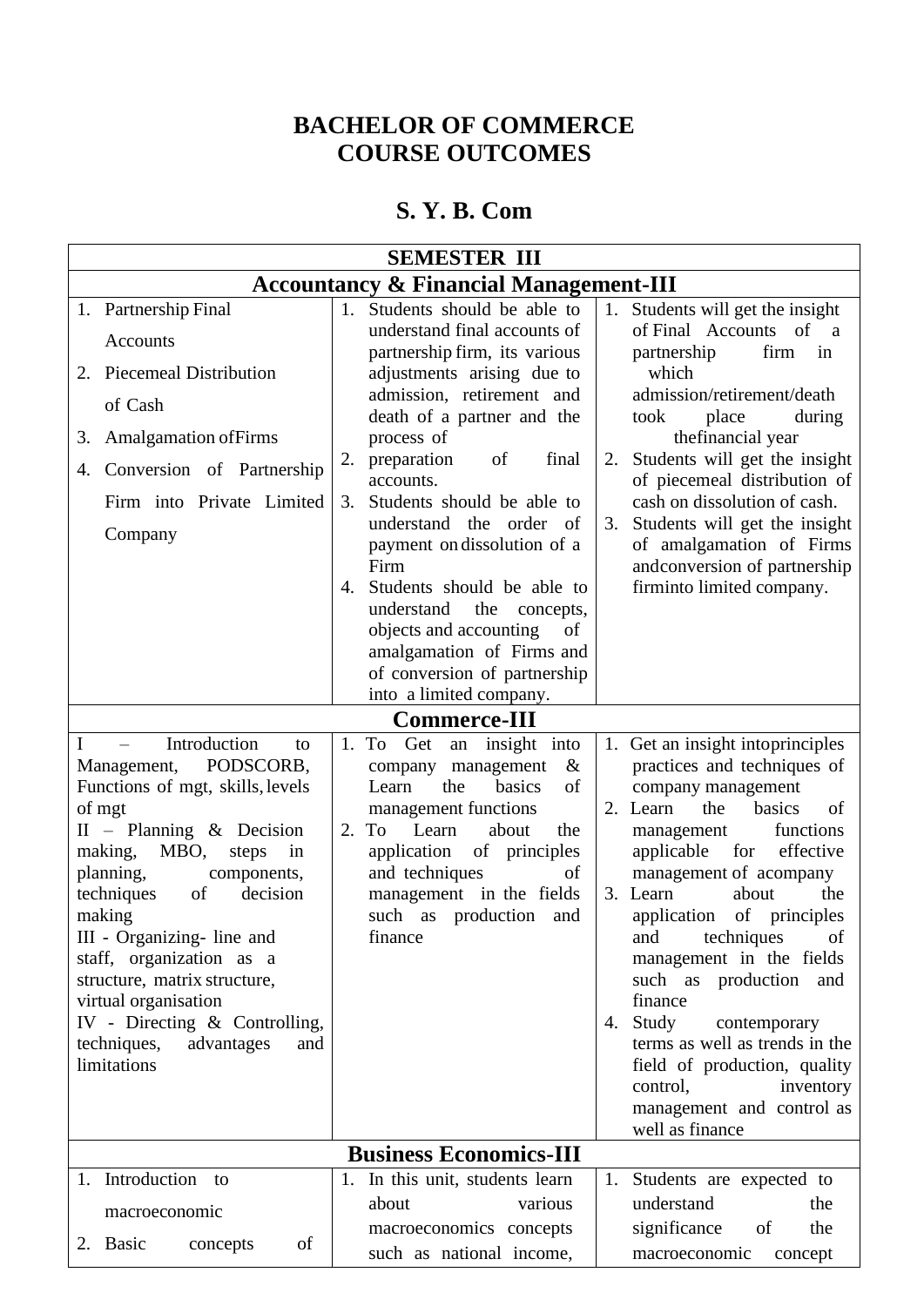# BACHELOR OF COMMERCE
# COURSE OUTCOMES

## S. Y. B. Com

| SEMESTER III | | |
|---|---|---|
| **Accountancy & Financial Management-III** | | |
| 1. Partnership Final Accounts<br>2. Piecemeal Distribution of Cash<br>3. Amalgamation ofFirms<br>4. Conversion of Partnership Firm into Private Limited Company | 1. Students should be able to understand final accounts of partnership firm, its various adjustments arising due to admission, retirement and death of a partner and the process of<br>2. preparation of final accounts.<br>3. Students should be able to understand the order of payment on dissolution of a Firm<br>4. Students should be able to understand the concepts, objects and accounting of amalgamation of Firms and of conversion of partnership into a limited company. | 1. Students will get the insight of Final Accounts of a partnership firm in which admission/retirement/death took place during thefinancial year<br>2. Students will get the insight of piecemeal distribution of cash on dissolution of cash.<br>3. Students will get the insight of amalgamation of Firms andconversion of partnership firminto limited company. |
| **Commerce-III** | | |
| I – Introduction to Management, PODSCORB, Functions of mgt, skills, levels of mgt<br>II – Planning & Decision making, MBO, steps in planning, components, techniques of decision making<br>III - Organizing- line and staff, organization as a structure, matrix structure, virtual organisation<br>IV - Directing & Controlling, techniques, advantages and limitations | 1. To Get an insight into company management & Learn the basics of management functions<br>2. To Learn about the application of principles and techniques of management in the fields such as production and finance | 1. Get an insight intoprinciples practices and techniques of company management<br>2. Learn the basics of management functions applicable for effective management of acompany<br>3. Learn about the application of principles and techniques of management in the fields such as production and finance<br>4. Study contemporary terms as well as trends in the field of production, quality control, inventory management and control as well as finance |
| **Business Economics-III** | | |
| 1. Introduction to macroeconomic<br>2. Basic concepts of | 1. In this unit, students learn about various macroeconomics concepts such as national income, | 1. Students are expected to understand the significance of the macroeconomic concept |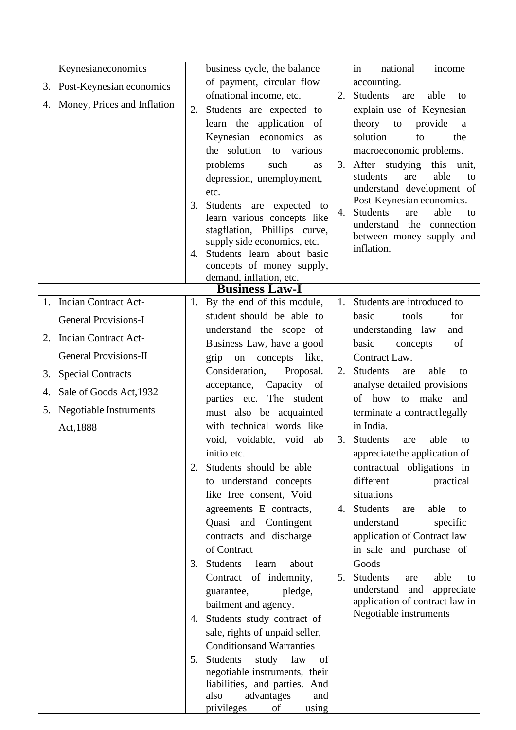| | | |
|---|---|---|
| Keynesianeconomics<br>3. Post-Keynesian economics<br>4. Money, Prices and Inflation | business cycle, the balance of payment, circular flow ofnational income, etc.<br>2. Students are expected to learn the application of Keynesian economics as the solution to various problems such as depression, unemployment, etc.<br>3. Students are expected to learn various concepts like stagflation, Phillips curve, supply side economics, etc.<br>4. Students learn about basic concepts of money supply, demand, inflation, etc. | in national income accounting.<br>2. Students are able to explain use of Keynesian theory to provide a solution to the macroeconomic problems.<br>3. After studying this unit, students are able to understand development of Post-Keynesian economics.<br>4. Students are able to understand the connection between money supply and inflation. |
| **Business Law-I** | | |
| 1. Indian Contract Act-General Provisions-I<br>2. Indian Contract Act-General Provisions-II<br>3. Special Contracts<br>4. Sale of Goods Act,1932<br>5. Negotiable Instruments Act,1888 | 1. By the end of this module, student should be able to understand the scope of Business Law, have a good grip on concepts like, Consideration, Proposal. acceptance, Capacity of parties etc. The student must also be acquainted with technical words like void, voidable, void ab initio etc.<br>2. Students should be able to understand concepts like free consent, Void agreements E contracts, Quasi and Contingent contracts and discharge of Contract<br>3. Students learn about Contract of indemnity, guarantee, pledge, bailment and agency.<br>4. Students study contract of sale, rights of unpaid seller, Conditionsand Warranties<br>5. Students study law of negotiable instruments, their liabilities, and parties. And also advantages and privileges of using | 1. Students are introduced to basic tools for understanding law and basic concepts of Contract Law.<br>2. Students are able to analyse detailed provisions of how to make and terminate a contract legally in India.<br>3. Students are able to appreciatethe application of contractual obligations in different practical situations<br>4. Students are able to understand specific application of Contract law in sale and purchase of Goods<br>5. Students are able to understand and appreciate application of contract law in Negotiable instruments |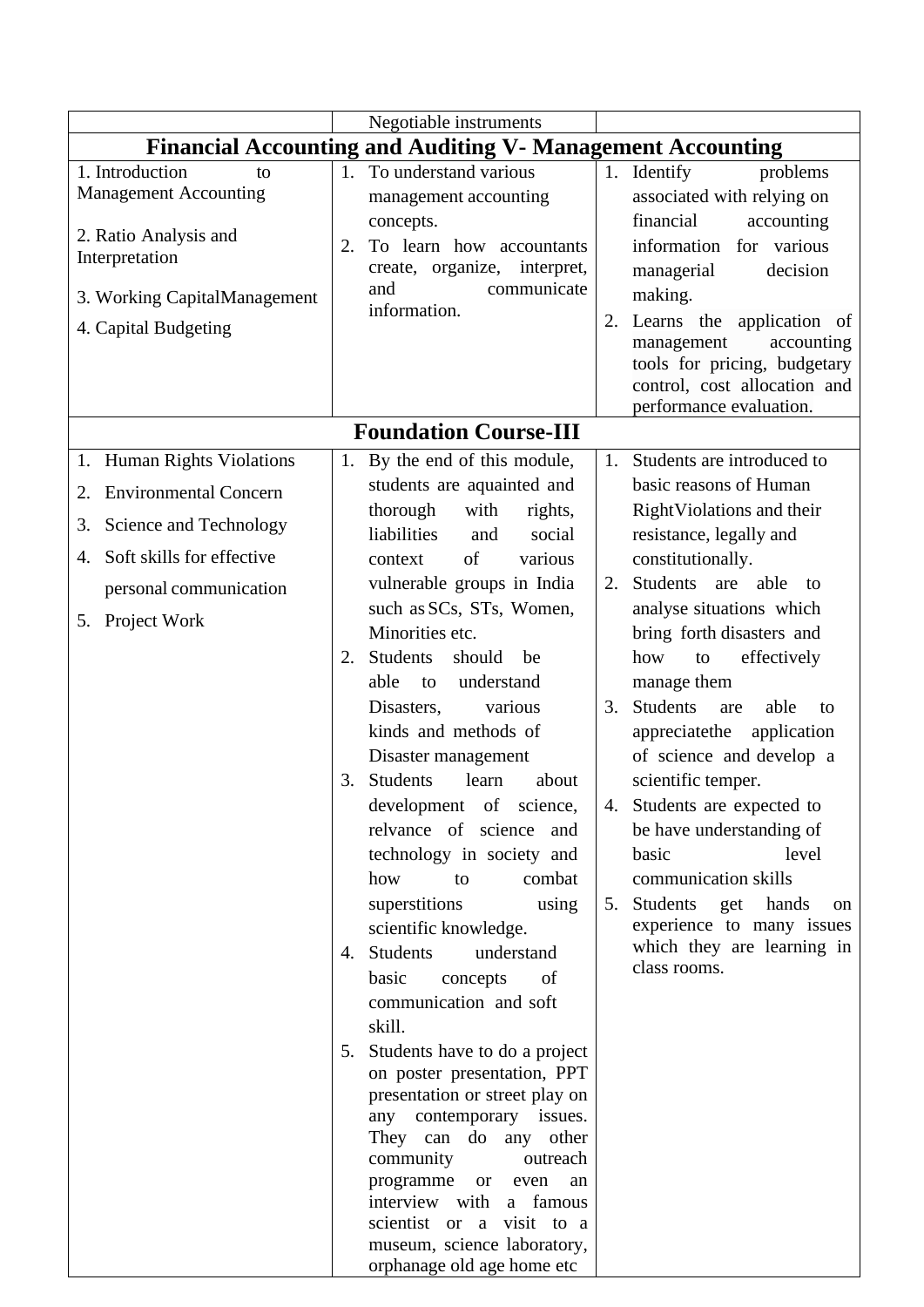| | | |
|---|---|---|
| | Negotiable instruments | |
| **Financial Accounting and Auditing V- Management Accounting** | | |
| 1. Introduction to Management Accounting<br><br>2. Ratio Analysis and Interpretation<br><br>3. Working CapitalManagement<br><br>4. Capital Budgeting | 1. To understand various management accounting concepts.<br>2. To learn how accountants create, organize, interpret, and communicate information. | 1. Identify problems associated with relying on financial accounting information for various managerial decision making.<br>2. Learns the application of management accounting tools for pricing, budgetary control, cost allocation and performance evaluation. |
| **Foundation Course-III** | | |
| 1. Human Rights Violations<br>2. Environmental Concern<br>3. Science and Technology<br>4. Soft skills for effective personal communication<br>5. Project Work | 1. By the end of this module, students are aquainted and thorough with rights, liabilities and social context of various vulnerable groups in India such as SCs, STs, Women, Minorities etc.<br>2. Students should be able to understand Disasters, various kinds and methods of Disaster management<br>3. Students learn about development of science, relvance of science and technology in society and how to combat superstitions using scientific knowledge.<br>4. Students understand basic concepts of communication and soft skill.<br>5. Students have to do a project on poster presentation, PPT presentation or street play on any contemporary issues. They can do any other community outreach programme or even an interview with a famous scientist or a visit to a museum, science laboratory, orphanage old age home etc | 1. Students are introduced to basic reasons of Human RightViolations and their resistance, legally and constitutionally.<br>2. Students are able to analyse situations which bring forth disasters and how to effectively manage them<br>3. Students are able to appreciatethe application of science and develop a scientific temper.<br>4. Students are expected to be have understanding of basic level communication skills<br>5. Students get hands on experience to many issues which they are learning in class rooms. |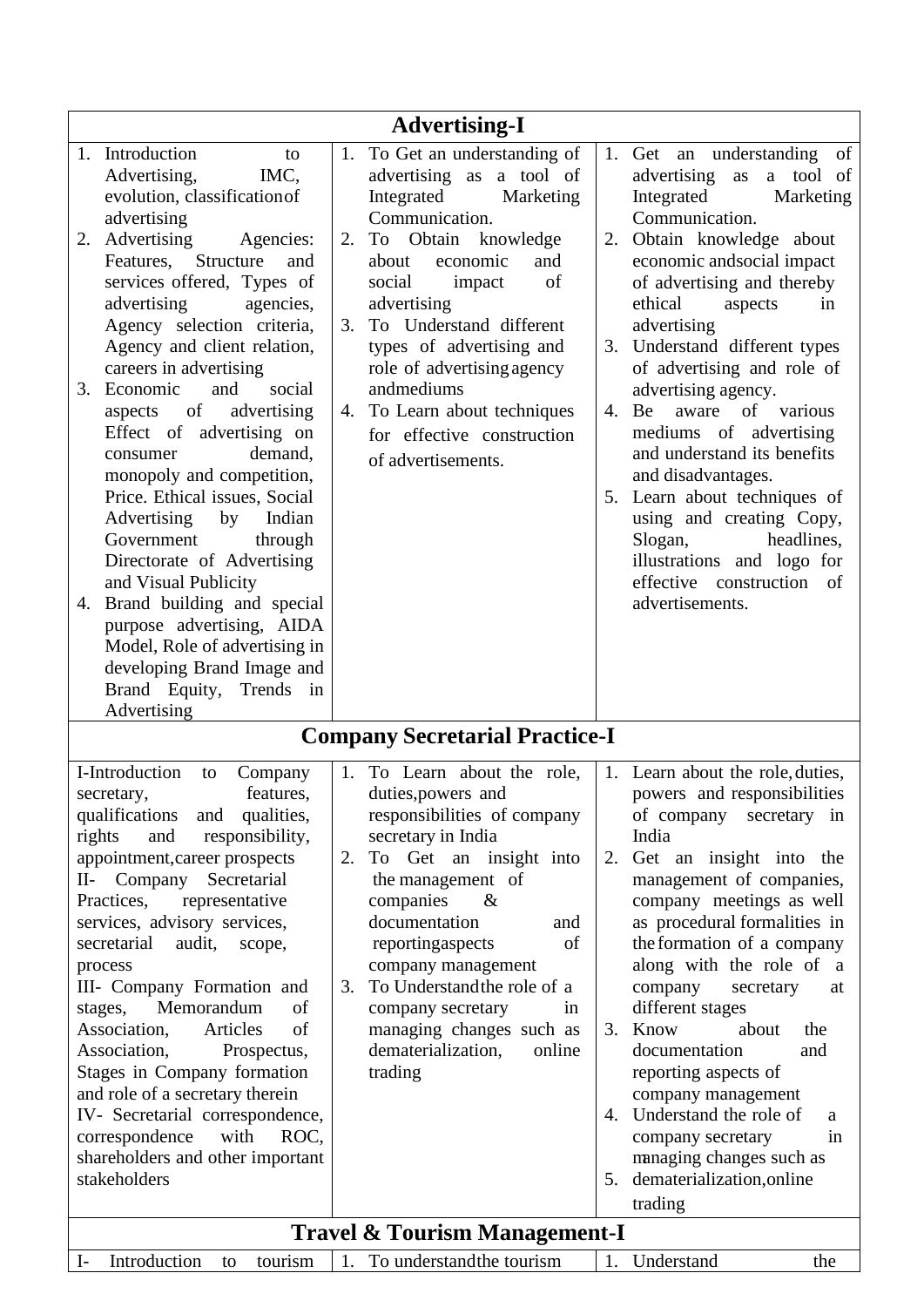| Advertising-I | | |
|---|---|---|
| 1. Introduction to Advertising, IMC, evolution, classification of advertising<br>2. Advertising Agencies: Features, Structure and services offered, Types of advertising agencies, Agency selection criteria, Agency and client relation, careers in advertising<br>3. Economic and social aspects of advertising Effect of advertising on consumer demand, monopoly and competition, Price. Ethical issues, Social Advertising by Indian Government through Directorate of Advertising and Visual Publicity<br>4. Brand building and special purpose advertising, AIDA Model, Role of advertising in developing Brand Image and Brand Equity, Trends in Advertising | 1. To Get an understanding of advertising as a tool of Integrated Marketing Communication.<br>2. To Obtain knowledge about economic and social impact of advertising<br>3. To Understand different types of advertising and role of advertising agency and mediums<br>4. To Learn about techniques for effective construction of advertisements. | 1. Get an understanding of advertising as a tool of Integrated Marketing Communication.<br>2. Obtain knowledge about economic and social impact of advertising and thereby ethical aspects in advertising<br>3. Understand different types of advertising and role of advertising agency.<br>4. Be aware of various mediums of advertising and understand its benefits and disadvantages.<br>5. Learn about techniques of using and creating Copy, Slogan, headlines, illustrations and logo for effective construction of advertisements. |
| **Company Secretarial Practice-I** | | |
| I-Introduction to Company secretary, features, qualifications and qualities, rights and responsibility, appointment, career prospects<br>II- Company Secretarial Practices, representative services, advisory services, secretarial audit, scope, process<br>III- Company Formation and stages, Memorandum of Association, Articles of Association, Prospectus, Stages in Company formation and role of a secretary therein<br>IV- Secretarial correspondence, correspondence with ROC, shareholders and other important stakeholders | 1. To Learn about the role, duties, powers and responsibilities of company secretary in India<br>2. To Get an insight into the management of companies & documentation and reporting aspects of company management<br>3. To Understand the role of a company secretary in managing changes such as dematerialization, online trading | 1. Learn about the role, duties, powers and responsibilities of company secretary in India<br>2. Get an insight into the management of companies, company meetings as well as procedural formalities in the formation of a company along with the role of a company secretary at different stages<br>3. Know about the documentation and reporting aspects of company management<br>4. Understand the role of a company secretary in managing changes such as<br>5. dematerialization, online trading |
| **Travel & Tourism Management-I** | | |
| I- Introduction to tourism | 1. To understand the tourism | 1. Understand the |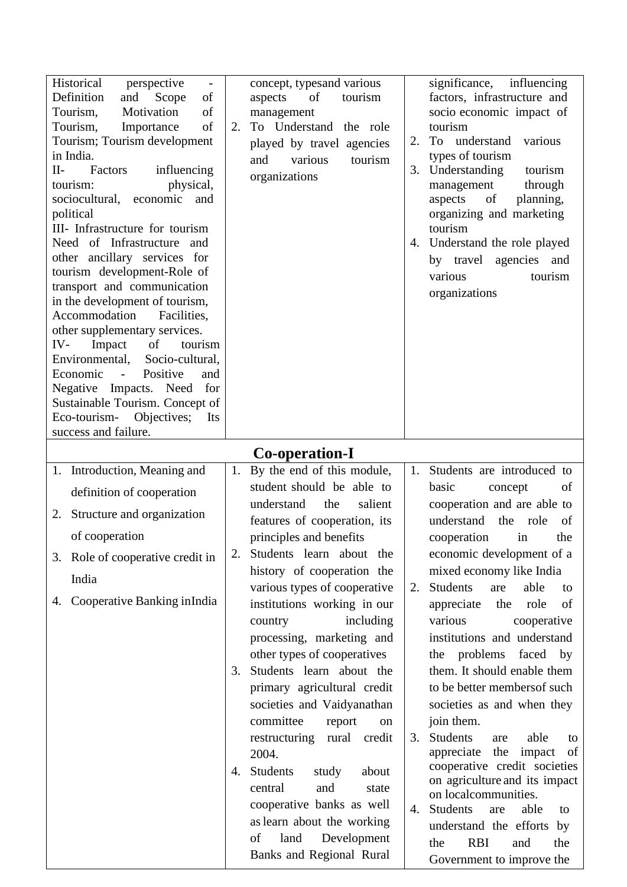| | | |
|---|---|---|
| Historical perspective - Definition and Scope of Tourism, Motivation of Tourism, Importance of Tourism; Tourism development in India.<br>II- Factors influencing tourism: physical, sociocultural, economic and political<br>III- Infrastructure for tourism Need of Infrastructure and other ancillary services for tourism development-Role of transport and communication in the development of tourism, Accommodation Facilities, other supplementary services.<br>IV- Impact of tourism Environmental, Socio-cultural, Economic - Positive and Negative Impacts. Need for Sustainable Tourism. Concept of Eco-tourism- Objectives; Its success and failure. | concept, typesand various aspects of tourism management<br>2. To Understand the role played by travel agencies and various tourism organizations | significance, influencing factors, infrastructure and socio economic impact of tourism<br>2. To understand various types of tourism<br>3. Understanding tourism management through aspects of planning, organizing and marketing tourism<br>4. Understand the role played by travel agencies and various tourism organizations |
| **Co-operation-I** | | |
| 1. Introduction, Meaning and definition of cooperation<br>2. Structure and organization of cooperation<br>3. Role of cooperative credit in India<br>4. Cooperative Banking inIndia | 1. By the end of this module, student should be able to understand the salient features of cooperation, its principles and benefits<br>2. Students learn about the history of cooperation the various types of cooperative institutions working in our country including processing, marketing and other types of cooperatives<br>3. Students learn about the primary agricultural credit societies and Vaidyanathan committee report on restructuring rural credit 2004.<br>4. Students study about central and state cooperative banks as well as learn about the working of land Development Banks and Regional Rural | 1. Students are introduced to basic concept of cooperation and are able to understand the role of cooperation in the economic development of a mixed economy like India<br>2. Students are able to appreciate the role of various cooperative institutions and understand the problems faced by them. It should enable them to be better membersof such societies as and when they join them.<br>3. Students are able to appreciate the impact of cooperative credit societies on agriculture and its impact on localcommunities.<br>4. Students are able to understand the efforts by the RBI and the Government to improve the |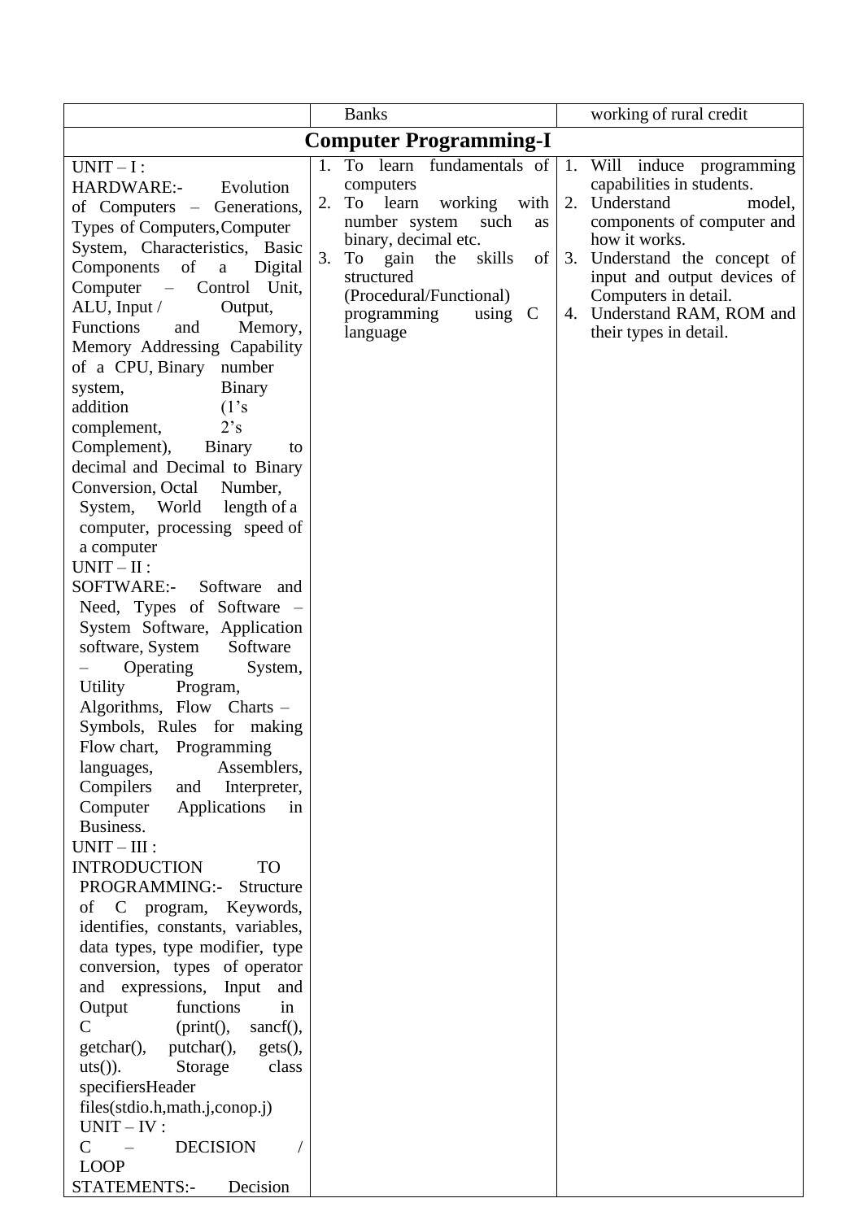| | Banks | working of rural credit |
|---|---|---|
| **Computer Programming-I** | | |
| UNIT – I : HARDWARE:- Evolution of Computers – Generations, Types of Computers, Computer System, Characteristics, Basic Components of a Digital Computer – Control Unit, ALU, Input / Output, Functions and Memory, Memory Addressing Capability of a CPU, Binary number system, Binary addition (1's complement, 2's Complement), Binary to decimal and Decimal to Binary Conversion, Octal Number, System, World length of a computer, processing speed of a computer<br>UNIT – II : SOFTWARE:- Software and Need, Types of Software – System Software, Application software, System Software – Operating System, Utility Program, Algorithms, Flow Charts – Symbols, Rules for making Flow chart, Programming languages, Assemblers, Compilers and Interpreter, Computer Applications in Business.<br>UNIT – III : INTRODUCTION TO PROGRAMMING:- Structure of C program, Keywords, identifies, constants, variables, data types, type modifier, type conversion, types of operator and expressions, Input and Output functions in C (print(), sancf(), getchar(), putchar(), gets(), uts()). Storage class specifiersHeader files(stdio.h,math.j,conop.j)<br>UNIT – IV : C – DECISION / LOOP STATEMENTS:- Decision | 1. To learn fundamentals of computers<br>2. To learn working with number system such as binary, decimal etc.<br>3. To gain the skills of structured (Procedural/Functional) programming using C language | 1. Will induce programming capabilities in students.<br>2. Understand model, components of computer and how it works.<br>3. Understand the concept of input and output devices of Computers in detail.<br>4. Understand RAM, ROM and their types in detail. |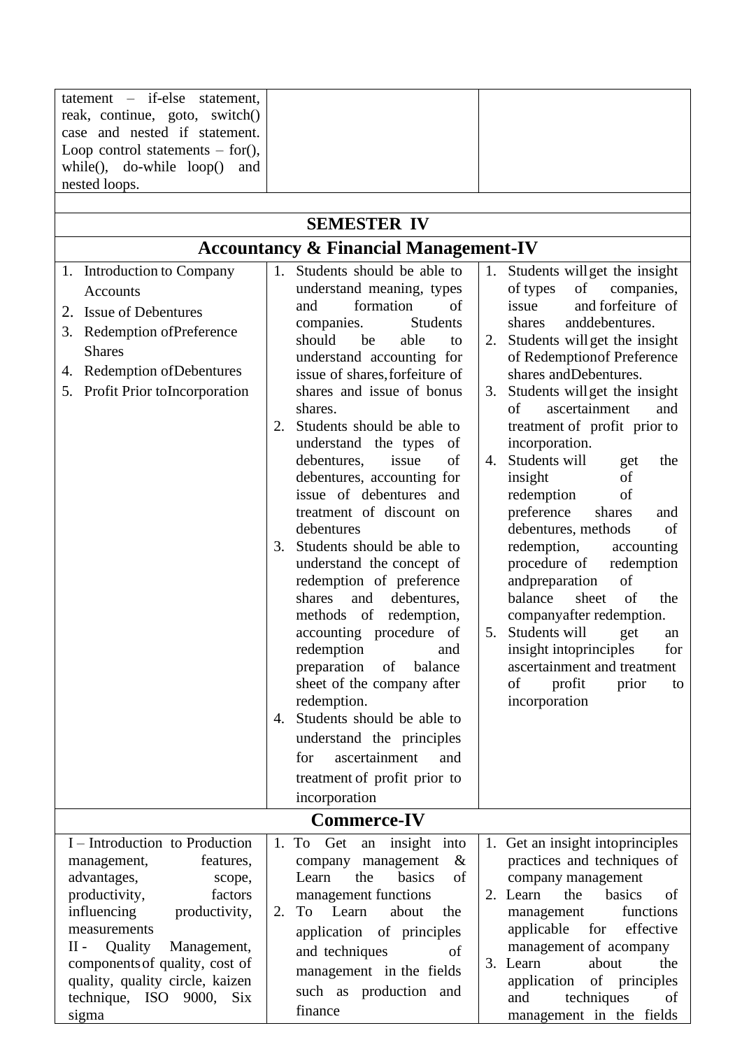| | | |
|---|---|---|
| tatement – if-else statement, reak, continue, goto, switch() case and nested if statement. Loop control statements – for(), while(), do-while loop() and nested loops. | | |
| | | |
| **SEMESTER IV** | | |
| **Accountancy & Financial Management-IV** | | |
| 1. Introduction to Company Accounts<br>2. Issue of Debentures<br>3. Redemption ofPreference Shares<br>4. Redemption ofDebentures<br>5. Profit Prior toIncorporation | 1. Students should be able to understand meaning, types and formation of companies. Students should be able to understand accounting for issue of shares,forfeiture of shares and issue of bonus shares.<br>2. Students should be able to understand the types of debentures, issue of debentures, accounting for issue of debentures and treatment of discount on debentures<br>3. Students should be able to understand the concept of redemption of preference shares and debentures, methods of redemption, accounting procedure of redemption and preparation of balance sheet of the company after redemption.<br>4. Students should be able to understand the principles for ascertainment and treatment of profit prior to incorporation | 1. Students willget the insight of types of companies, issue and forfeiture of shares anddebentures.<br>2. Students willget the insight of Redemptionof Preference shares andDebentures.<br>3. Students willget the insight of ascertainment and treatment of profit prior to incorporation.<br>4. Students will get the insight of redemption of preference shares and debentures, methods of redemption, accounting procedure of redemption andpreparation of balance sheet of the companyafter redemption.<br>5. Students will get an insight intoprinciples for ascertainment and treatment of profit prior to incorporation |
| **Commerce-IV** | | |
| I – Introduction to Production management, features, advantages, scope, productivity, factors influencing productivity, measurements<br>II - Quality Management, componentsof quality, cost of quality, quality circle, kaizen technique, ISO 9000, Six sigma | 1. To Get an insight into company management & Learn the basics of management functions<br>2. To Learn about the application of principles and techniques of management in the fields such as production and finance | 1. Get an insight intoprinciples practices and techniques of company management<br>2. Learn the basics of management functions applicable for effective management of acompany<br>3. Learn about the application of principles and techniques of management in the fields |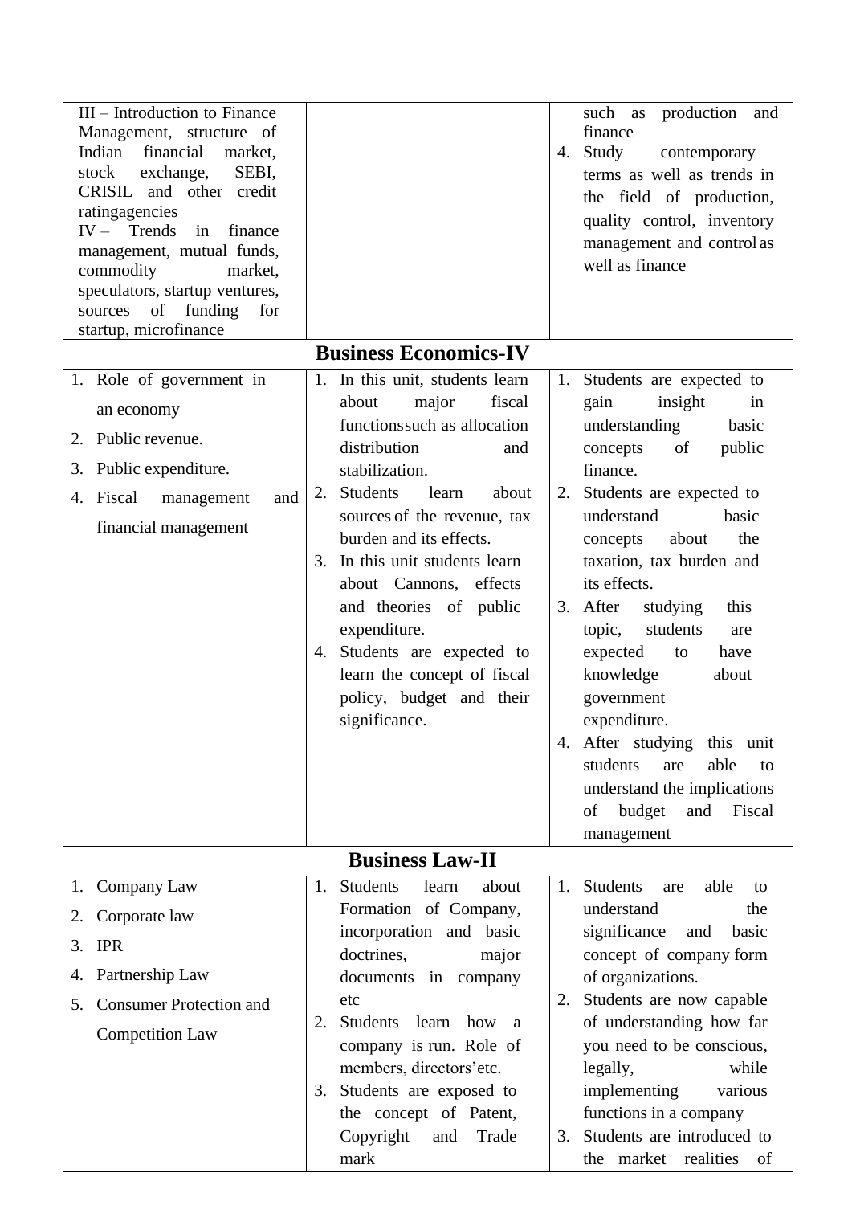| | | |
|---|---|---|
| III – Introduction to Finance Management, structure of Indian financial market, stock exchange, SEBI, CRISIL and other credit ratingagencies<br>IV – Trends in finance management, mutual funds, commodity market, speculators, startup ventures, sources of funding for startup, microfinance | | such as production and finance<br>4. Study contemporary terms as well as trends in the field of production, quality control, inventory management and control as well as finance |
| **Business Economics-IV** | | |
| 1. Role of government in an economy<br>2. Public revenue.<br>3. Public expenditure.<br>4. Fiscal management and financial management | 1. In this unit, students learn about major fiscal functionssuch as allocation distribution and stabilization.<br>2. Students learn about sources of the revenue, tax burden and its effects.<br>3. In this unit students learn about Cannons, effects and theories of public expenditure.<br>4. Students are expected to learn the concept of fiscal policy, budget and their significance. | 1. Students are expected to gain insight in understanding basic concepts of public finance.<br>2. Students are expected to understand basic concepts about the taxation, tax burden and its effects.<br>3. After studying this topic, students are expected to have knowledge about government expenditure.<br>4. After studying this unit students are able to understand the implications of budget and Fiscal management |
| **Business Law-II** | | |
| 1. Company Law<br>2. Corporate law<br>3. IPR<br>4. Partnership Law<br>5. Consumer Protection and Competition Law | 1. Students learn about Formation of Company, incorporation and basic doctrines, major documents in company etc<br>2. Students learn how a company is run. Role of members, directors'etc.<br>3. Students are exposed to the concept of Patent, Copyright and Trade mark | 1. Students are able to understand the significance and basic concept of company form of organizations.<br>2. Students are now capable of understanding how far you need to be conscious, legally, while implementing various functions in a company<br>3. Students are introduced to the market realities of |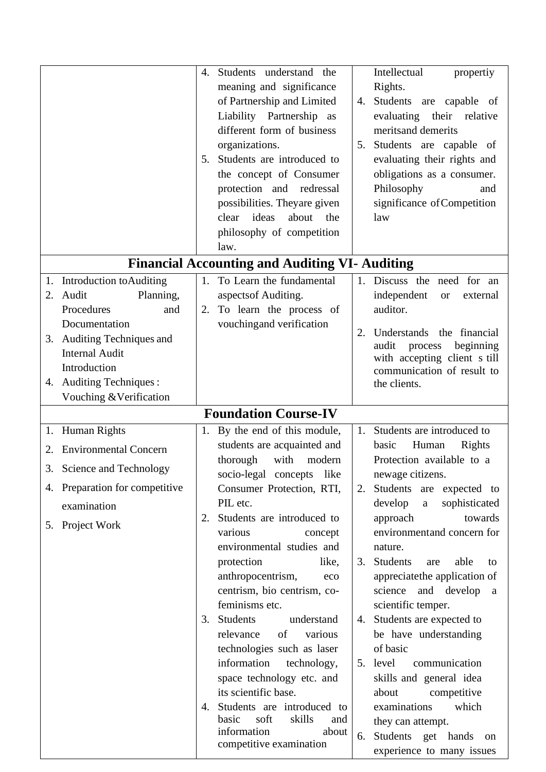| | | |
|---|---|---|
| | 4. Students understand the meaning and significance of Partnership and Limited Liability Partnership as different form of business organizations.<br>5. Students are introduced to the concept of Consumer protection and redressal possibilities. Theyare given clear ideas about the philosophy of competition law. | Intellectual propertiy Rights.<br>4. Students are capable of evaluating their relative meritsand demerits<br>5. Students are capable of evaluating their rights and obligations as a consumer. Philosophy and significance ofCompetition law |
| **Financial Accounting and Auditing VI- Auditing** | | |
| 1. Introduction toAuditing<br>2. Audit Planning, Procedures and Documentation<br>3. Auditing Techniques and Internal Audit Introduction<br>4. Auditing Techniques : Vouching &Verification | 1. To Learn the fundamental aspectsof Auditing.<br>2. To learn the process of vouchingand verification | 1. Discuss the need for an independent or external auditor.<br>2. Understands the financial audit process beginning with accepting client s till communication of result to the clients. |
| **Foundation Course-IV** | | |
| 1. Human Rights<br>2. Environmental Concern<br>3. Science and Technology<br>4. Preparation for competitive examination<br>5. Project Work | 1. By the end of this module, students are acquainted and thorough with modern socio-legal concepts like Consumer Protection, RTI, PIL etc.<br>2. Students are introduced to various concept environmental studies and protection like, anthropocentrism, eco centrism, bio centrism, co-feminisms etc.<br>3. Students understand relevance of various technologies such as laser information technology, space technology etc. and its scientific base.<br>4. Students are introduced to basic soft skills and information about competitive examination | 1. Students are introduced to basic Human Rights Protection available to a newage citizens.<br>2. Students are expected to develop a sophisticated approach towards environmentand concern for nature.<br>3. Students are able to appreciatethe application of science and develop a scientific temper.<br>4. Students are expected to be have understanding of basic<br>5. level communication skills and general idea about competitive examinations which they can attempt.<br>6. Students get hands on experience to many issues |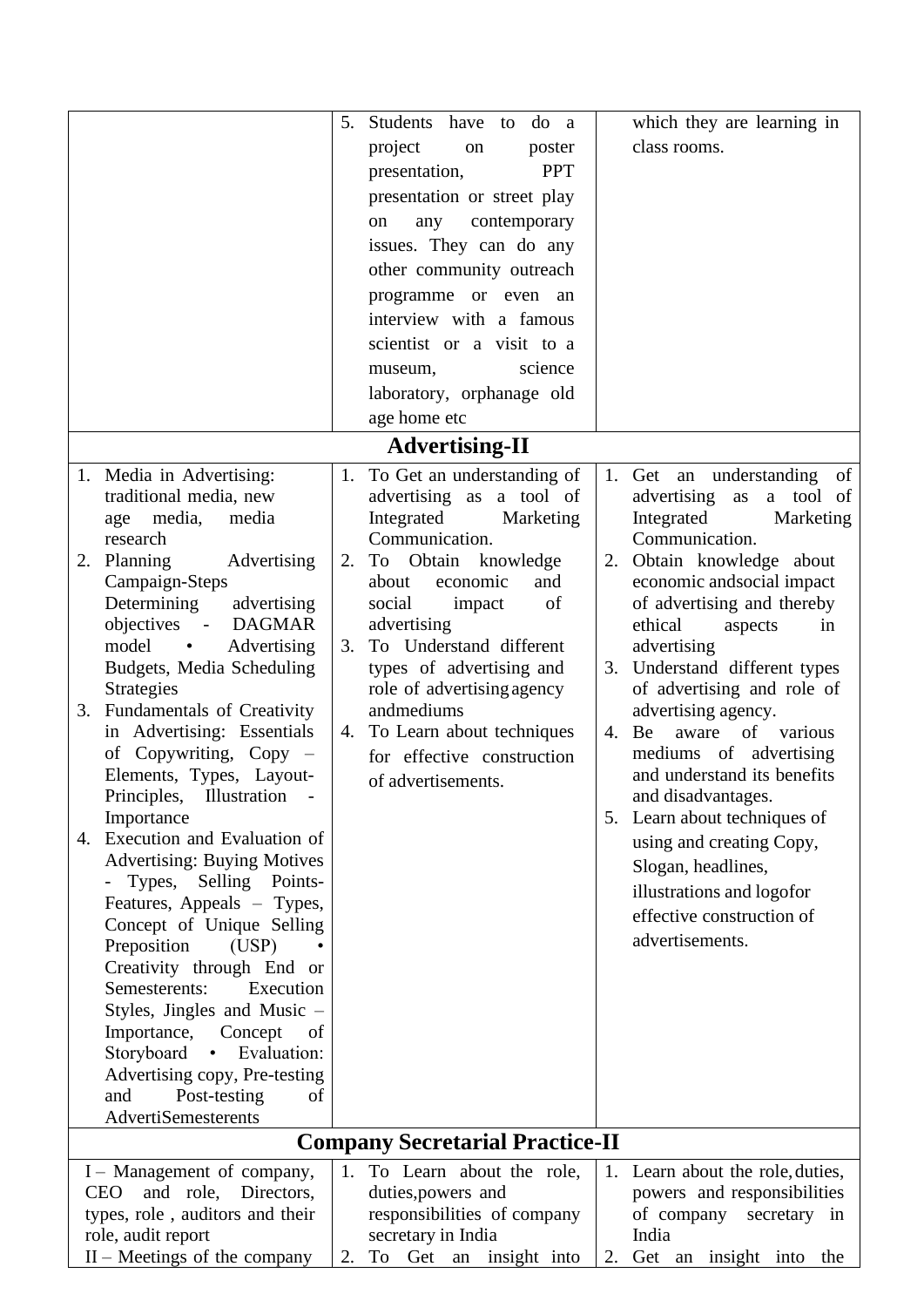| | | |
|---|---|---|
| | 5. Students have to do a project on poster presentation, PPT presentation or street play on any contemporary issues. They can do any other community outreach programme or even an interview with a famous scientist or a visit to a museum, science laboratory, orphanage old age home etc | which they are learning in class rooms. |
| **Advertising-II** | | |
| 1. Media in Advertising: traditional media, new age media, media research<br>2. Planning Advertising Campaign-Steps Determining advertising objectives - DAGMAR model • Advertising Budgets, Media Scheduling Strategies<br>3. Fundamentals of Creativity in Advertising: Essentials of Copywriting, Copy – Elements, Types, Layout-Principles, Illustration - Importance<br>4. Execution and Evaluation of Advertising: Buying Motives - Types, Selling Points-Features, Appeals – Types, Concept of Unique Selling Preposition (USP) • Creativity through End or Semesterents: Execution Styles, Jingles and Music – Importance, Concept of Storyboard • Evaluation: Advertising copy, Pre-testing and Post-testing of AdvertiSemesterents | 1. To Get an understanding of advertising as a tool of Integrated Marketing Communication.<br>2. To Obtain knowledge about economic and social impact of advertising<br>3. To Understand different types of advertising and role of advertising agency andmediums<br>4. To Learn about techniques for effective construction of advertisements. | 1. Get an understanding of advertising as a tool of Integrated Marketing Communication.<br>2. Obtain knowledge about economic andsocial impact of advertising and thereby ethical aspects in advertising<br>3. Understand different types of advertising and role of advertising agency.<br>4. Be aware of various mediums of advertising and understand its benefits and disadvantages.<br>5. Learn about techniques of using and creating Copy, Slogan, headlines, illustrations and logofor effective construction of advertisements. |
| **Company Secretarial Practice-II** | | |
| I – Management of company, CEO and role, Directors, types, role , auditors and their role, audit report<br>II – Meetings of the company | 1. To Learn about the role, duties,powers and responsibilities of company secretary in India<br>2. To Get an insight into | 1. Learn about the role, duties, powers and responsibilities of company secretary in India<br>2. Get an insight into the |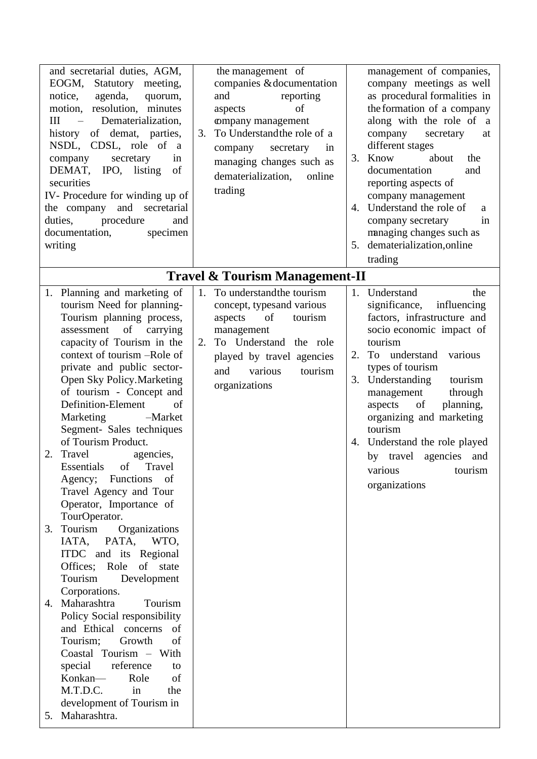| and secretarial duties, AGM, EOGM, Statutory meeting, notice, agenda, quorum, motion, resolution, minutes<br>III – Dematerialization, history of demat, parties, NSDL, CDSL, role of a company secretary in DEMAT, IPO, listing of securities<br>IV- Procedure for winding up of the company and secretarial duties, procedure and documentation, specimen writing | the management of companies & documentation and reporting aspects of company management<br>3. To Understand the role of a company secretary in managing changes such as dematerialization, online trading | management of companies, company meetings as well as procedural formalities in the formation of a company along with the role of a company secretary at different stages<br>3. Know about the documentation and reporting aspects of company management<br>4. Understand the role of a company secretary in managing changes such as<br>5. dematerialization, online trading |
|---|---|---|
| **Travel & Tourism Management-II** | | |
| 1. Planning and marketing of tourism Need for planning-Tourism planning process, assessment of carrying capacity of Tourism in the context of tourism –Role of private and public sector-Open Sky Policy. Marketing of tourism - Concept and Definition-Element of Marketing –Market Segment- Sales techniques of Tourism Product.<br>2. Travel agencies, Essentials of Travel Agency; Functions of Travel Agency and Tour Operator, Importance of TourOperator.<br>3. Tourism Organizations IATA, PATA, WTO, ITDC and its Regional Offices; Role of state Tourism Development Corporations.<br>4. Maharashtra Tourism Policy Social responsibility and Ethical concerns of Tourism; Growth of Coastal Tourism – With special reference to Konkan— Role of M.T.D.C. in the development of Tourism in<br>5. Maharashtra. | 1. To understand the tourism concept, types and various aspects of tourism management<br>2. To Understand the role played by travel agencies and various tourism organizations | 1. Understand the significance, influencing factors, infrastructure and socio economic impact of tourism<br>2. To understand various types of tourism<br>3. Understanding tourism management through aspects of planning, organizing and marketing tourism<br>4. Understand the role played by travel agencies and various tourism organizations |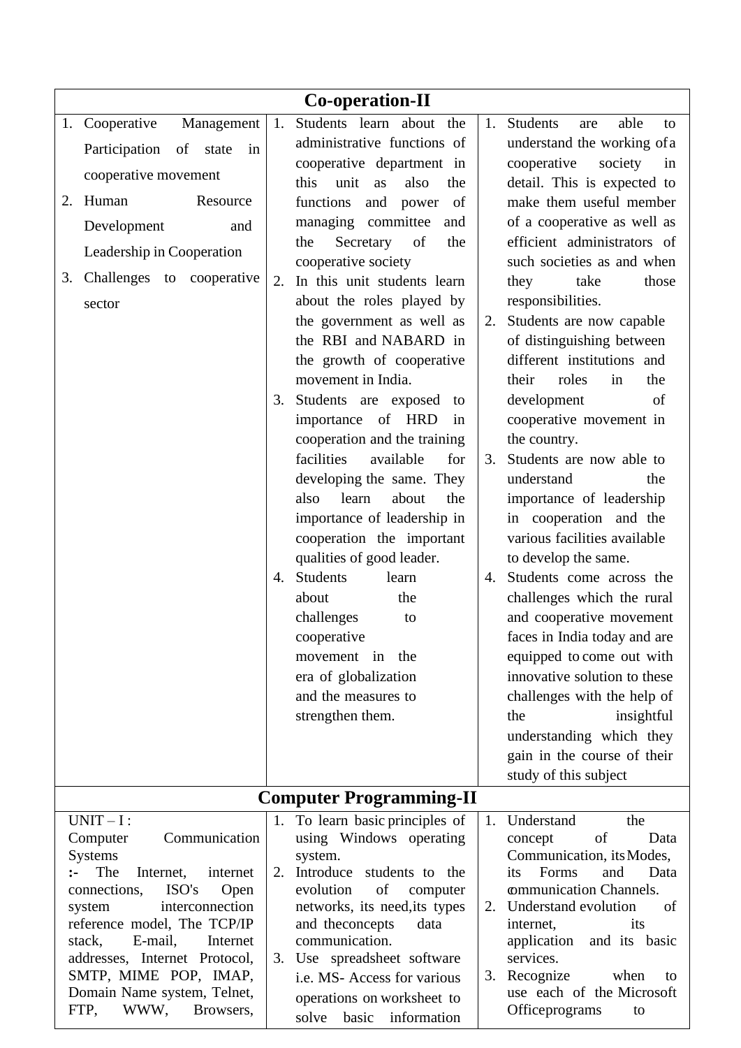| Co-operation-II | | |
|---|---|---|
| 1. Cooperative Management Participation of state in cooperative movement<br>2. Human Resource Development and Leadership in Cooperation<br>3. Challenges to cooperative sector | 1. Students learn about the administrative functions of cooperative department in this unit as also the functions and power of managing committee and the Secretary of the cooperative society<br>2. In this unit students learn about the roles played by the government as well as the RBI and NABARD in the growth of cooperative movement in India.<br>3. Students are exposed to importance of HRD in cooperation and the training facilities available for developing the same. They also learn about the importance of leadership in cooperation the important qualities of good leader.<br>4. Students learn about the challenges to cooperative movement in the era of globalization and the measures to strengthen them. | 1. Students are able to understand the working of a cooperative society in detail. This is expected to make them useful member of a cooperative as well as efficient administrators of such societies as and when they take those responsibilities.<br>2. Students are now capable of distinguishing between different institutions and their roles in the development of cooperative movement in the country.<br>3. Students are now able to understand the importance of leadership in cooperation and the various facilities available to develop the same.<br>4. Students come across the challenges which the rural and cooperative movement faces in India today and are equipped to come out with innovative solution to these challenges with the help of the insightful understanding which they gain in the course of their study of this subject |
| **Computer Programming-II** | | |
| UNIT – I :<br>Computer Communication Systems<br>**:-** The Internet, internet connections, ISO's Open system interconnection reference model, The TCP/IP stack, E-mail, Internet addresses, Internet Protocol, SMTP, MIME POP, IMAP, Domain Name system, Telnet, FTP, WWW, Browsers, | 1. To learn basic principles of using Windows operating system.<br>2. Introduce students to the evolution of computer networks, its need, its types and the concepts data communication.<br>3. Use spreadsheet software i.e. MS- Access for various operations on worksheet to solve basic information | 1. Understand the concept of Data Communication, its Modes, its Forms and Data communication Channels.<br>2. Understand evolution of internet, its application and its basic services.<br>3. Recognize when to use each of the Microsoft Office programs to |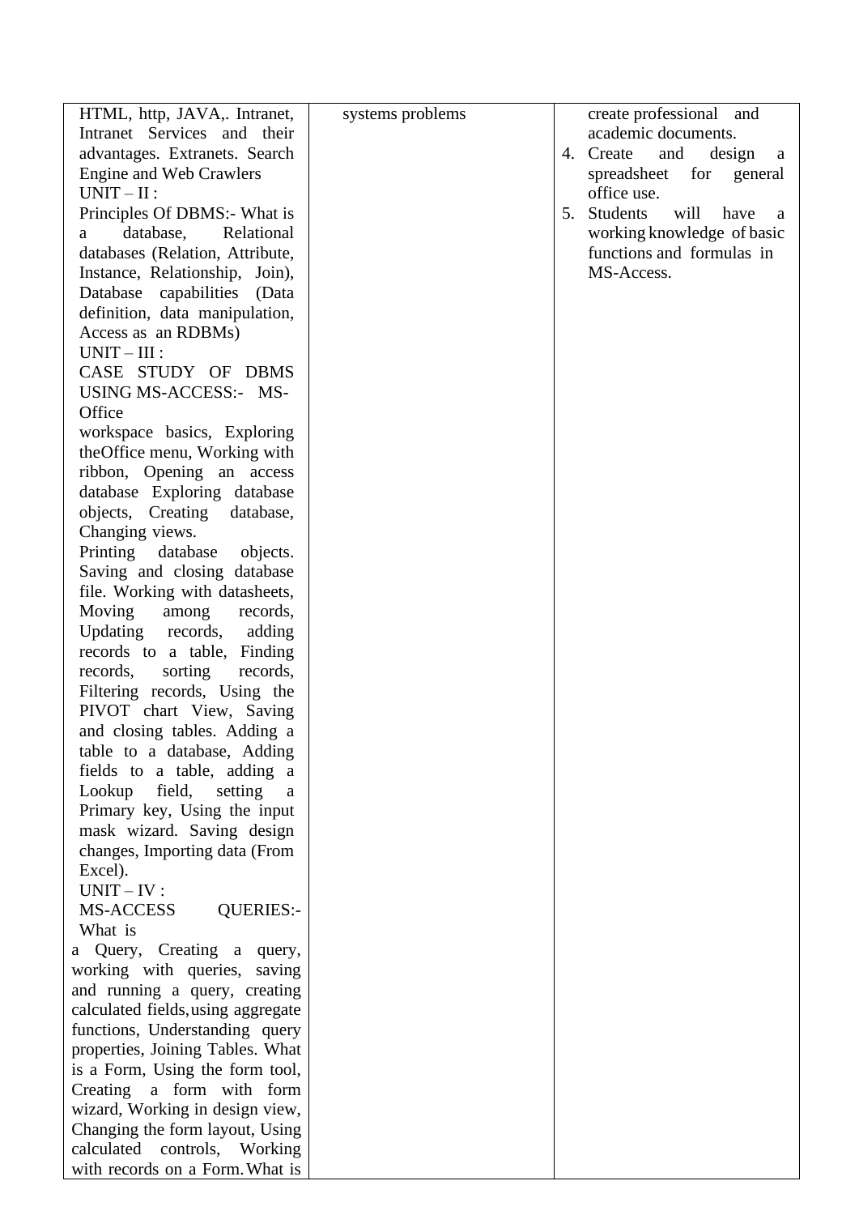| | | |
|---|---|---|
| HTML, http, JAVA,. Intranet, Intranet Services and their advantages. Extranets. Search Engine and Web Crawlers<br>UNIT – II :<br>Principles Of DBMS:- What is a database, Relational databases (Relation, Attribute, Instance, Relationship, Join), Database capabilities (Data definition, data manipulation, Access as an RDBMs)<br>UNIT – III :<br>CASE STUDY OF DBMS USING MS-ACCESS:- MS-Office<br>workspace basics, Exploring theOffice menu, Working with ribbon, Opening an access database Exploring database objects, Creating database, Changing views.<br>Printing database objects. Saving and closing database file. Working with datasheets, Moving among records, Updating records, adding records to a table, Finding records, sorting records, Filtering records, Using the PIVOT chart View, Saving and closing tables. Adding a table to a database, Adding fields to a table, adding a Lookup field, setting a Primary key, Using the input mask wizard. Saving design changes, Importing data (From Excel).<br>UNIT – IV :<br>MS-ACCESS QUERIES:- What is<br>a Query, Creating a query, working with queries, saving and running a query, creating calculated fields,using aggregate functions, Understanding query properties, Joining Tables. What is a Form, Using the form tool, Creating a form with form wizard, Working in design view, Changing the form layout, Using calculated controls, Working with records on a Form. What is | systems problems | create professional and academic documents.<br>4. Create and design a spreadsheet for general office use.<br>5. Students will have a working knowledge of basic functions and formulas in MS-Access. |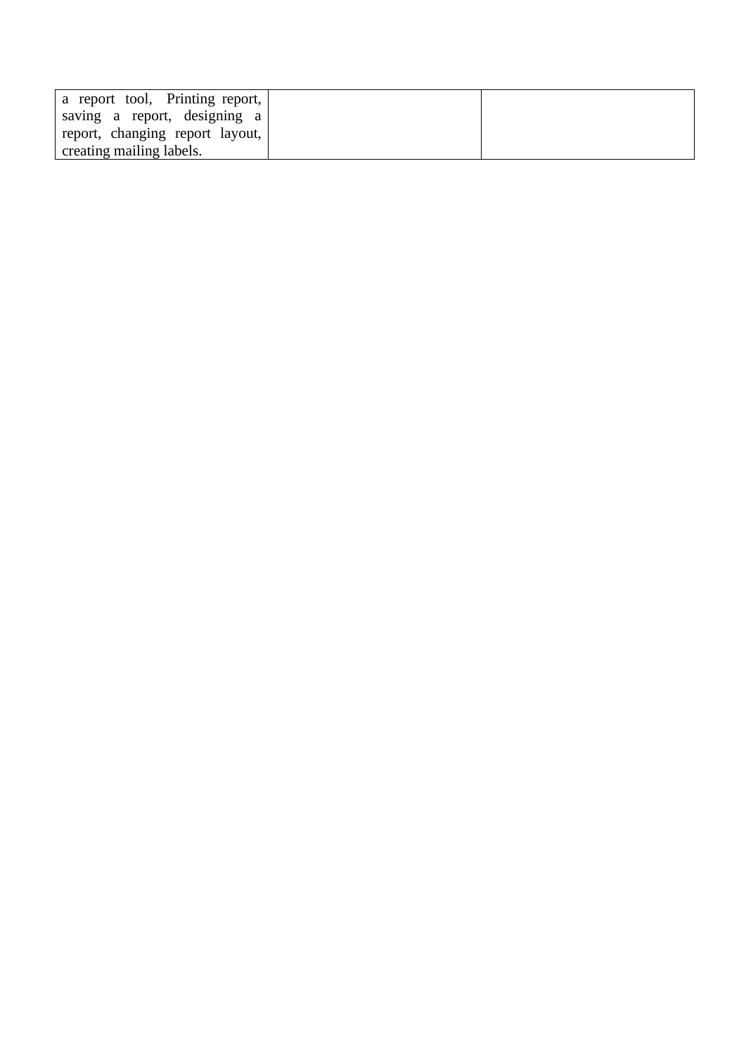| | | |
|---|---|---|
| a report tool, Printing report, saving a report, designing a report, changing report layout, creating mailing labels. | | |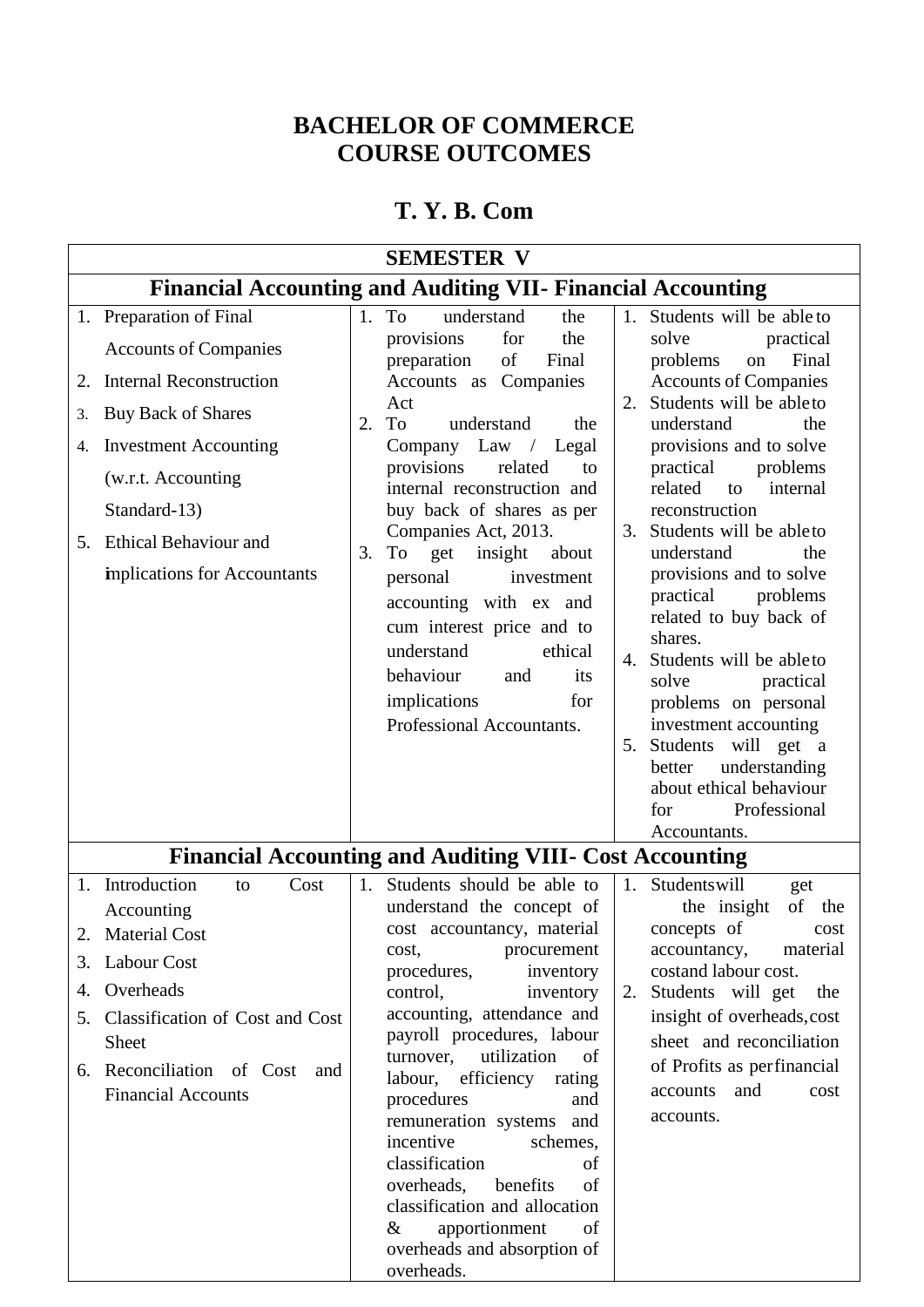# BACHELOR OF COMMERCE
# COURSE OUTCOMES

## T. Y. B. Com

| SEMESTER V | | |
|---|---|---|
| **Financial Accounting and Auditing VII- Financial Accounting** | | |
| 1. Preparation of Final Accounts of Companies<br>2. Internal Reconstruction<br>3. Buy Back of Shares<br>4. Investment Accounting (w.r.t. Accounting Standard-13)<br>5. Ethical Behaviour and implications for Accountants | 1. To understand the provisions for the preparation of Final Accounts as Companies Act<br>2. To understand the Company Law / Legal provisions related to internal reconstruction and buy back of shares as per Companies Act, 2013.<br>3. To get insight about personal investment accounting with ex and cum interest price and to understand ethical behaviour and its implications for Professional Accountants. | 1. Students will be able to solve practical problems on Final Accounts of Companies<br>2. Students will be able to understand the provisions and to solve practical problems related to internal reconstruction<br>3. Students will be able to understand the provisions and to solve practical problems related to buy back of shares.<br>4. Students will be able to solve practical problems on personal investment accounting<br>5. Students will get a better understanding about ethical behaviour for Professional Accountants. |
| **Financial Accounting and Auditing VIII- Cost Accounting** | | |
| 1. Introduction to Cost Accounting<br>2. Material Cost<br>3. Labour Cost<br>4. Overheads<br>5. Classification of Cost and Cost Sheet<br>6. Reconciliation of Cost and Financial Accounts | 1. Students should be able to understand the concept of cost accountancy, material cost, procurement procedures, inventory control, inventory accounting, attendance and payroll procedures, labour turnover, utilization of labour, efficiency rating procedures and remuneration systems and incentive schemes, classification of overheads, benefits of classification and allocation & apportionment of overheads and absorption of overheads. | 1. Students will get the insight of the concepts of cost accountancy, material cost and labour cost.<br>2. Students will get the insight of overheads, cost sheet and reconciliation of Profits as per financial accounts and cost accounts. |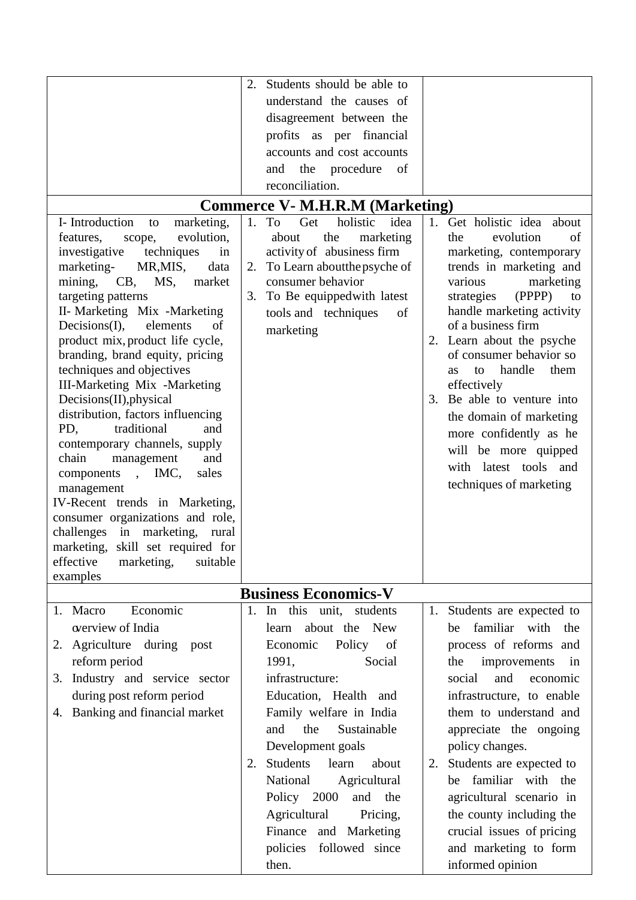| | | |
|---|---|---|
| | 2. Students should be able to understand the causes of disagreement between the profits as per financial accounts and cost accounts and the procedure of reconciliation. | |
| **Commerce V- M.H.R.M (Marketing)** | | |
| I- Introduction to marketing, features, scope, evolution, investigative techniques in marketing- MR,MIS, data mining, CB, MS, market targeting patterns<br>II- Marketing Mix -Marketing Decisions(I), elements of product mix, product life cycle, branding, brand equity, pricing techniques and objectives<br>III-Marketing Mix -Marketing Decisions(II),physical distribution, factors influencing PD, traditional and contemporary channels, supply chain management and components , IMC, sales management<br>IV-Recent trends in Marketing, consumer organizations and role, challenges in marketing, rural marketing, skill set required for effective marketing, suitable examples | 1. To Get holistic idea about the marketing activity of abusiness firm<br>2. To Learn aboutthe psyche of consumer behavior<br>3. To Be equippedwith latest tools and techniques of marketing | 1. Get holistic idea about the evolution of marketing, contemporary trends in marketing and various marketing strategies (PPPP) to handle marketing activity of a business firm<br>2. Learn about the psyche of consumer behavior so as to handle them effectively<br>3. Be able to venture into the domain of marketing more confidently as he will be more quipped with latest tools and techniques of marketing |
| **Business Economics-V** | | |
| 1. Macro Economic overview of India<br>2. Agriculture during post reform period<br>3. Industry and service sector during post reform period<br>4. Banking and financial market | 1. In this unit, students learn about the New Economic Policy of 1991, Social infrastructure: Education, Health and Family welfare in India and the Sustainable Development goals<br>2. Students learn about National Agricultural Policy 2000 and the Agricultural Pricing, Finance and Marketing policies followed since then. | 1. Students are expected to be familiar with the process of reforms and the improvements in social and economic infrastructure, to enable them to understand and appreciate the ongoing policy changes.<br>2. Students are expected to be familiar with the agricultural scenario in the county including the crucial issues of pricing and marketing to form informed opinion |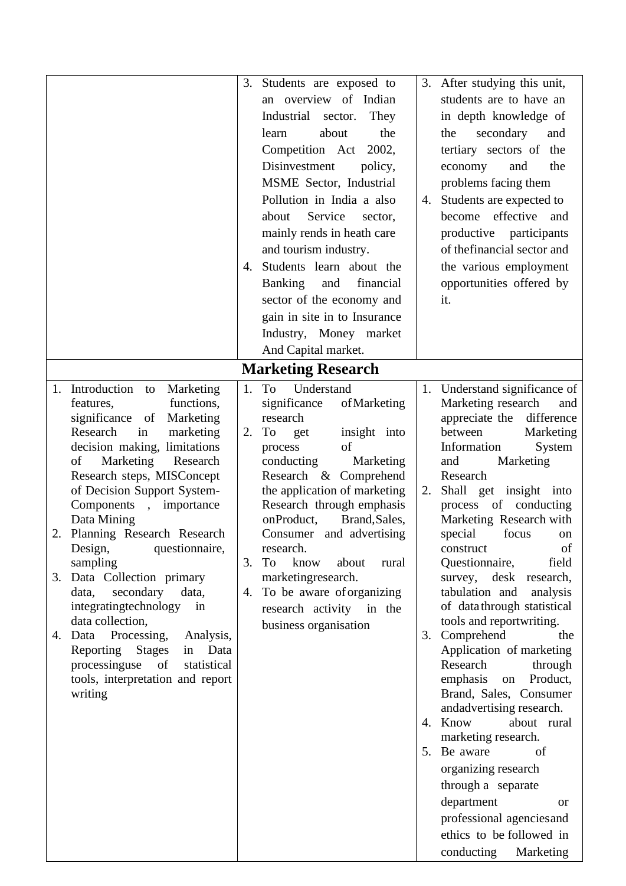| | | |
|---|---|---|
| | 3. Students are exposed to an overview of Indian Industrial sector. They learn about the Competition Act 2002, Disinvestment policy, MSME Sector, Industrial Pollution in India a also about Service sector, mainly rends in heath care and tourism industry.<br>4. Students learn about the Banking and financial sector of the economy and gain in site in to Insurance Industry, Money market And Capital market. | 3. After studying this unit, students are to have an in depth knowledge of the secondary and tertiary sectors of the economy and the problems facing them<br>4. Students are expected to become effective and productive participants of thefinancial sector and the various employment opportunities offered by it. |
| | **Marketing Research** | |
| 1. Introduction to Marketing features, functions, significance of Marketing Research in marketing decision making, limitations of Marketing Research Research steps, MISConcept of Decision Support System- Components , importance Data Mining<br>2. Planning Research Research Design, questionnaire, sampling<br>3. Data Collection primary data, secondary data, integratingtechnology in data collection,<br>4. Data Processing, Analysis, Reporting Stages in Data processinguse of statistical tools, interpretation and report writing | 1. To Understand significance of Marketing research<br>2. To get insight into process of conducting Marketing Research & Comprehend the application of marketing Research through emphasis onProduct, Brand, Sales, Consumer and advertising research.<br>3. To know about rural marketingresearch.<br>4. To be aware of organizing research activity in the business organisation | 1. Understand significance of Marketing research and appreciate the difference between Marketing Information System and Marketing Research<br>2. Shall get insight into process of conducting Marketing Research with special focus on construct of Questionnaire, field survey, desk research, tabulation and analysis of data through statistical tools and reportwriting.<br>3. Comprehend the Application of marketing Research through emphasis on Product, Brand, Sales, Consumer andadvertising research.<br>4. Know about rural marketing research.<br>5. Be aware of organizing research through a separate department or professional agencies and ethics to be followed in conducting Marketing |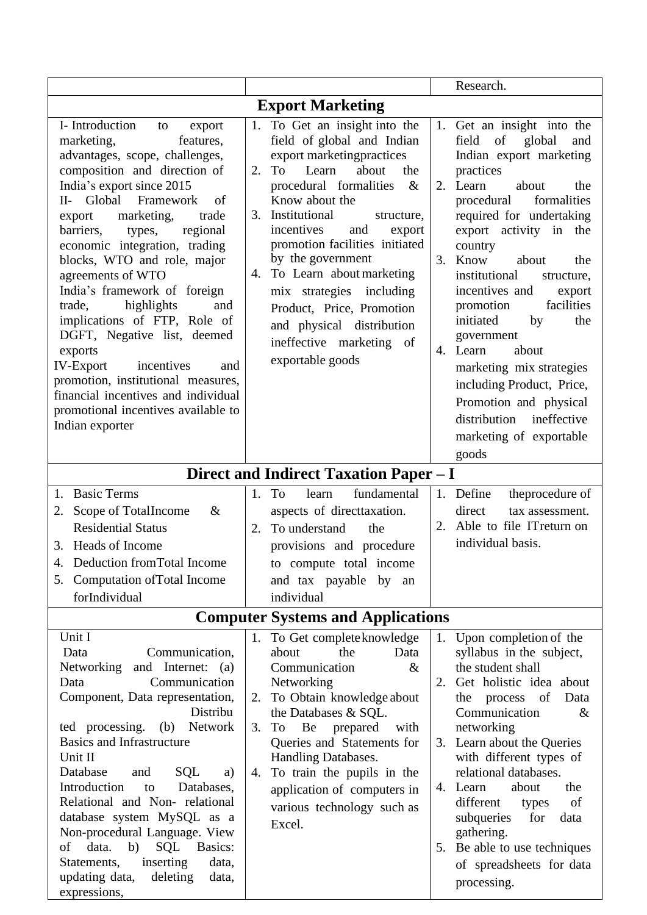| | | |
|---|---|---|
| | | Research. |
| **Export Marketing** | | |
| I- Introduction to export marketing, features, advantages, scope, challenges, composition and direction of India's export since 2015<br>II- Global Framework of export marketing, trade barriers, types, regional economic integration, trading blocks, WTO and role, major agreements of WTO<br>India's framework of foreign trade, highlights and implications of FTP, Role of DGFT, Negative list, deemed exports<br>IV-Export incentives and promotion, institutional measures, financial incentives and individual promotional incentives available to Indian exporter | 1. To Get an insight into the field of global and Indian export marketingpractices<br>2. To Learn about the procedural formalities & Know about the<br>3. Institutional structure, incentives and export promotion facilities initiated by the government<br>4. To Learn about marketing mix strategies including Product, Price, Promotion and physical distribution ineffective marketing of exportable goods | 1. Get an insight into the field of global and Indian export marketing practices<br>2. Learn about the procedural formalities required for undertaking export activity in the country<br>3. Know about the institutional structure, incentives and export promotion facilities initiated by the government<br>4. Learn about marketing mix strategies including Product, Price, Promotion and physical distribution ineffective marketing of exportable goods |
| **Direct and Indirect Taxation Paper – I** | | |
| 1. Basic Terms<br>2. Scope of TotalIncome & Residential Status<br>3. Heads of Income<br>4. Deduction fromTotal Income<br>5. Computation ofTotal Income forIndividual | 1. To learn fundamental aspects of directtaxation.<br>2. To understand the provisions and procedure to compute total income and tax payable by an individual | 1. Define theprocedure of direct tax assessment.<br>2. Able to file ITreturn on individual basis. |
| **Computer Systems and Applications** | | |
| Unit I<br>Data Communication, Networking and Internet: (a) Data Communication Component, Data representation, Distributed processing. (b) Network Basics and Infrastructure<br>Unit II<br>Database and SQL a) Introduction to Databases, Relational and Non- relational database system MySQL as a Non-procedural Language. View of data. b) SQL Basics: Statements, inserting data, updating data, deleting data, expressions, | 1. To Get completeknowledge about the Data Communication & Networking<br>2. To Obtain knowledge about the Databases & SQL.<br>3. To Be prepared with Queries and Statements for Handling Databases.<br>4. To train the pupils in the application of computers in various technology such as Excel. | 1. Upon completion of the syllabus in the subject, the student shall<br>2. Get holistic idea about the process of Data Communication & networking<br>3. Learn about the Queries with different types of relational databases.<br>4. Learn about the different types of subqueries for data gathering.<br>5. Be able to use techniques of spreadsheets for data processing. |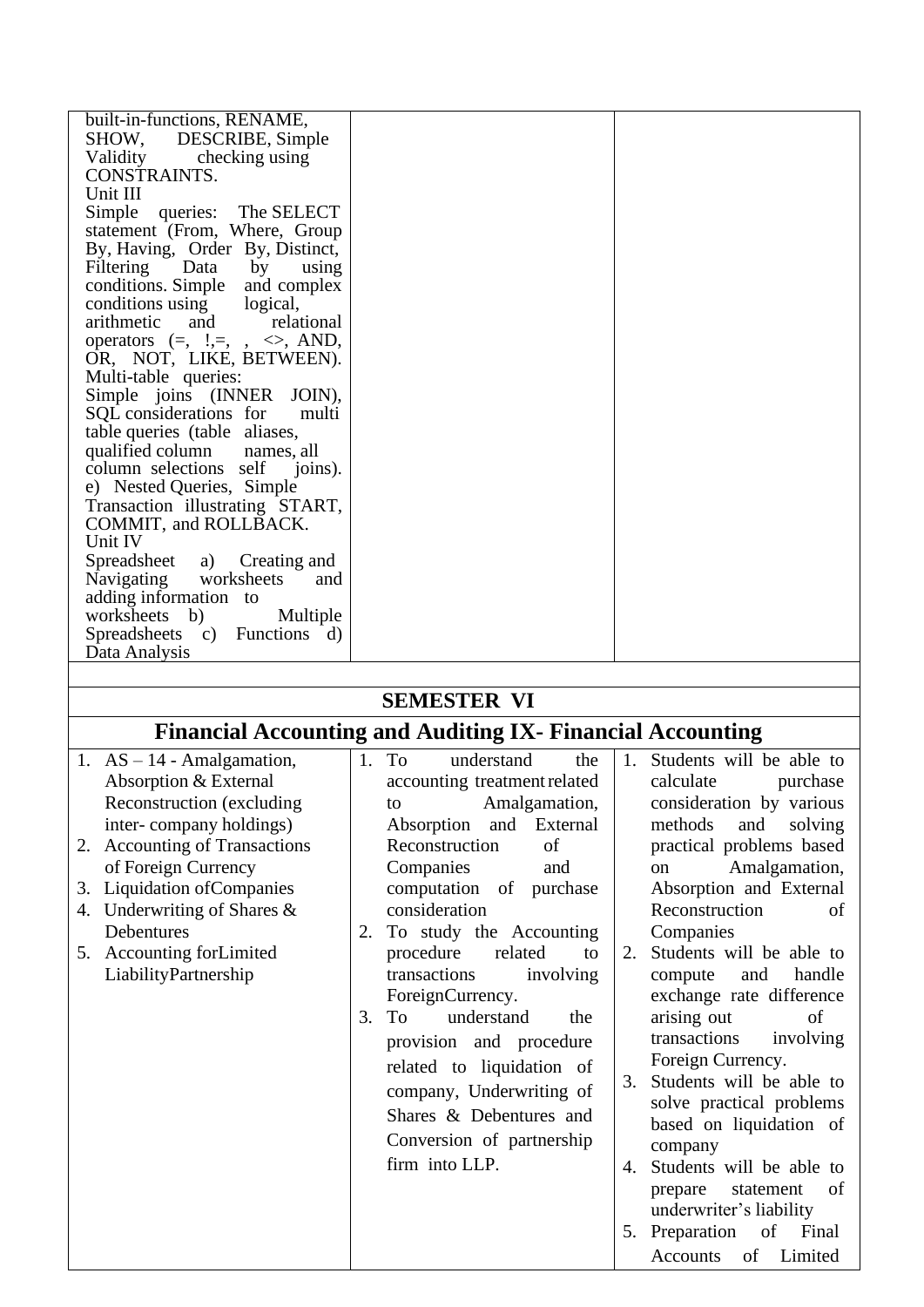| | | |
|---|---|---|
| built-in-functions, RENAME, SHOW, DESCRIBE, Simple Validity checking using CONSTRAINTS.<br>Unit III<br>Simple queries: The SELECT statement (From, Where, Group By, Having, Order By, Distinct, Filtering Data by using conditions. Simple and complex conditions using logical, arithmetic and relational operators (=, !,=, , <>, AND, OR, NOT, LIKE, BETWEEN). Multi-table queries: Simple joins (INNER JOIN), SQL considerations for multi table queries (table aliases, qualified column names, all column selections self joins). e) Nested Queries, Simple Transaction illustrating START, COMMIT, and ROLLBACK.<br>Unit IV<br>Spreadsheet a) Creating and Navigating worksheets and adding information to worksheets b) Multiple Spreadsheets c) Functions d) Data Analysis | | |
| | | |
| **SEMESTER VI** | | |
| **Financial Accounting and Auditing IX- Financial Accounting** | | |
| 1. AS – 14 - Amalgamation, Absorption & External Reconstruction (excluding inter- company holdings)<br>2. Accounting of Transactions of Foreign Currency<br>3. Liquidation ofCompanies<br>4. Underwriting of Shares & Debentures<br>5. Accounting forLimited LiabilityPartnership | 1. To understand the accounting treatment related to Amalgamation, Absorption and External Reconstruction of Companies and computation of purchase consideration<br>2. To study the Accounting procedure related to transactions involving ForeignCurrency.<br>3. To understand the provision and procedure related to liquidation of company, Underwriting of Shares & Debentures and Conversion of partnership firm into LLP. | 1. Students will be able to calculate purchase consideration by various methods and solving practical problems based on Amalgamation, Absorption and External Reconstruction of Companies<br>2. Students will be able to compute and handle exchange rate difference arising out of transactions involving Foreign Currency.<br>3. Students will be able to solve practical problems based on liquidation of company<br>4. Students will be able to prepare statement of underwriter's liability<br>5. Preparation of Final Accounts of Limited |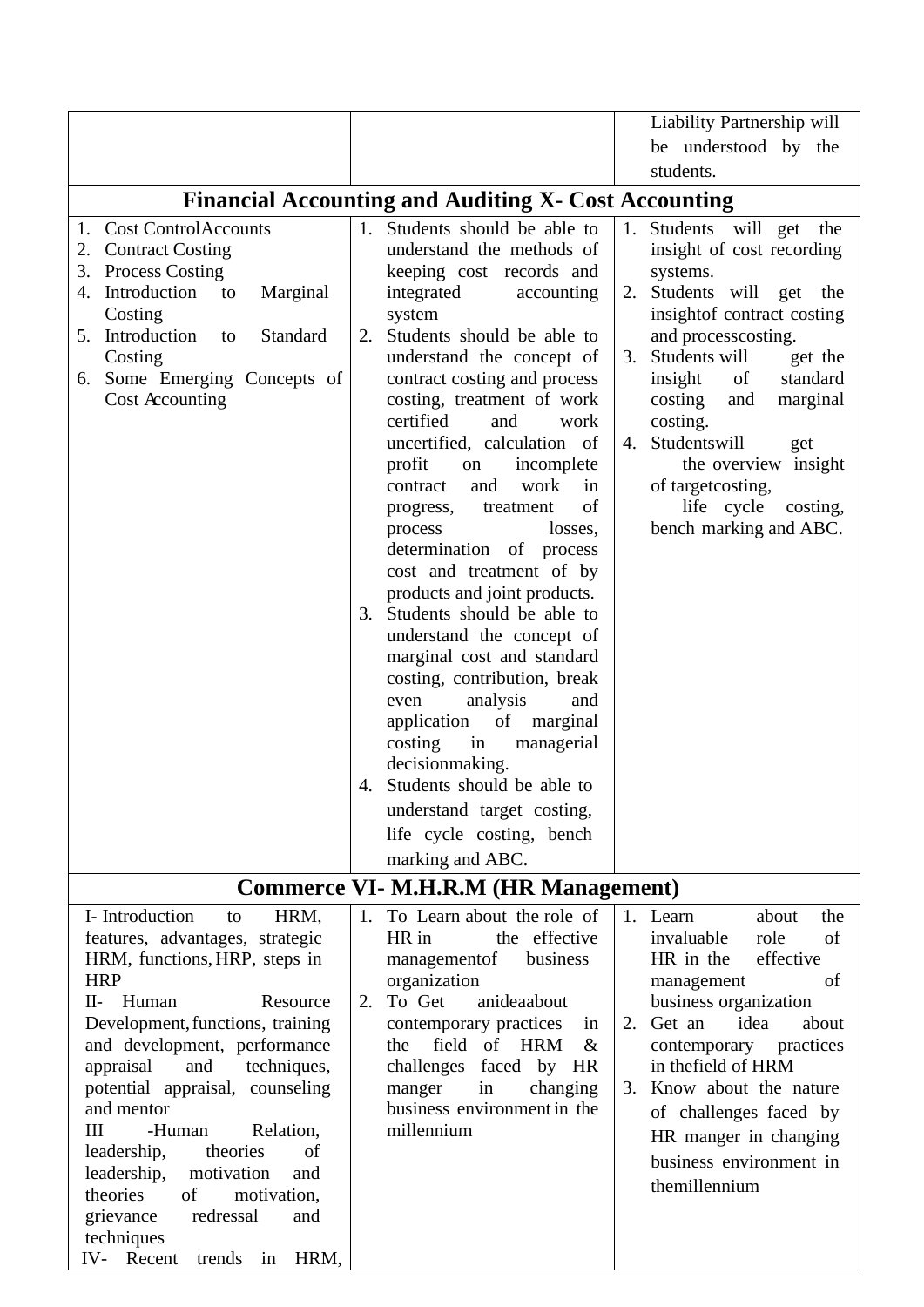| | | |
|---|---|---|
| | | Liability Partnership will be understood by the students. |
| **Financial Accounting and Auditing X- Cost Accounting** | | |
| 1. Cost Control Accounts<br>2. Contract Costing<br>3. Process Costing<br>4. Introduction to Marginal Costing<br>5. Introduction to Standard Costing<br>6. Some Emerging Concepts of Cost Accounting | 1. Students should be able to understand the methods of keeping cost records and integrated accounting system<br>2. Students should be able to understand the concept of contract costing and process costing, treatment of work certified and work uncertified, calculation of profit on incomplete contract and work in progress, treatment of process losses, determination of process cost and treatment of by products and joint products.<br>3. Students should be able to understand the concept of marginal cost and standard costing, contribution, break even analysis and application of marginal costing in managerial decisionmaking.<br>4. Students should be able to understand target costing, life cycle costing, bench marking and ABC. | 1. Students will get the insight of cost recording systems.<br>2. Students will get the insightof contract costing and processcosting.<br>3. Students will get the insight of standard costing and marginal costing.<br>4. Studentswill get the overview insight of targetcosting, life cycle costing, bench marking and ABC. |
| **Commerce VI- M.H.R.M (HR Management)** | | |
| I- Introduction to HRM, features, advantages, strategic HRM, functions, HRP, steps in HRP<br>II- Human Resource Development, functions, training and development, performance appraisal and techniques, potential appraisal, counseling and mentor<br>III -Human Relation, leadership, theories of leadership, motivation and theories of motivation, grievance redressal and techniques<br>IV- Recent trends in HRM, | 1. To Learn about the role of HR in the effective managementof business organization<br>2. To Get anideaabout contemporary practices in the field of HRM & challenges faced by HR manger in changing business environment in the millennium | 1. Learn about the invaluable role of HR in the effective management of business organization<br>2. Get an idea about contemporary practices in thefield of HRM<br>3. Know about the nature of challenges faced by HR manger in changing business environment in themillennium |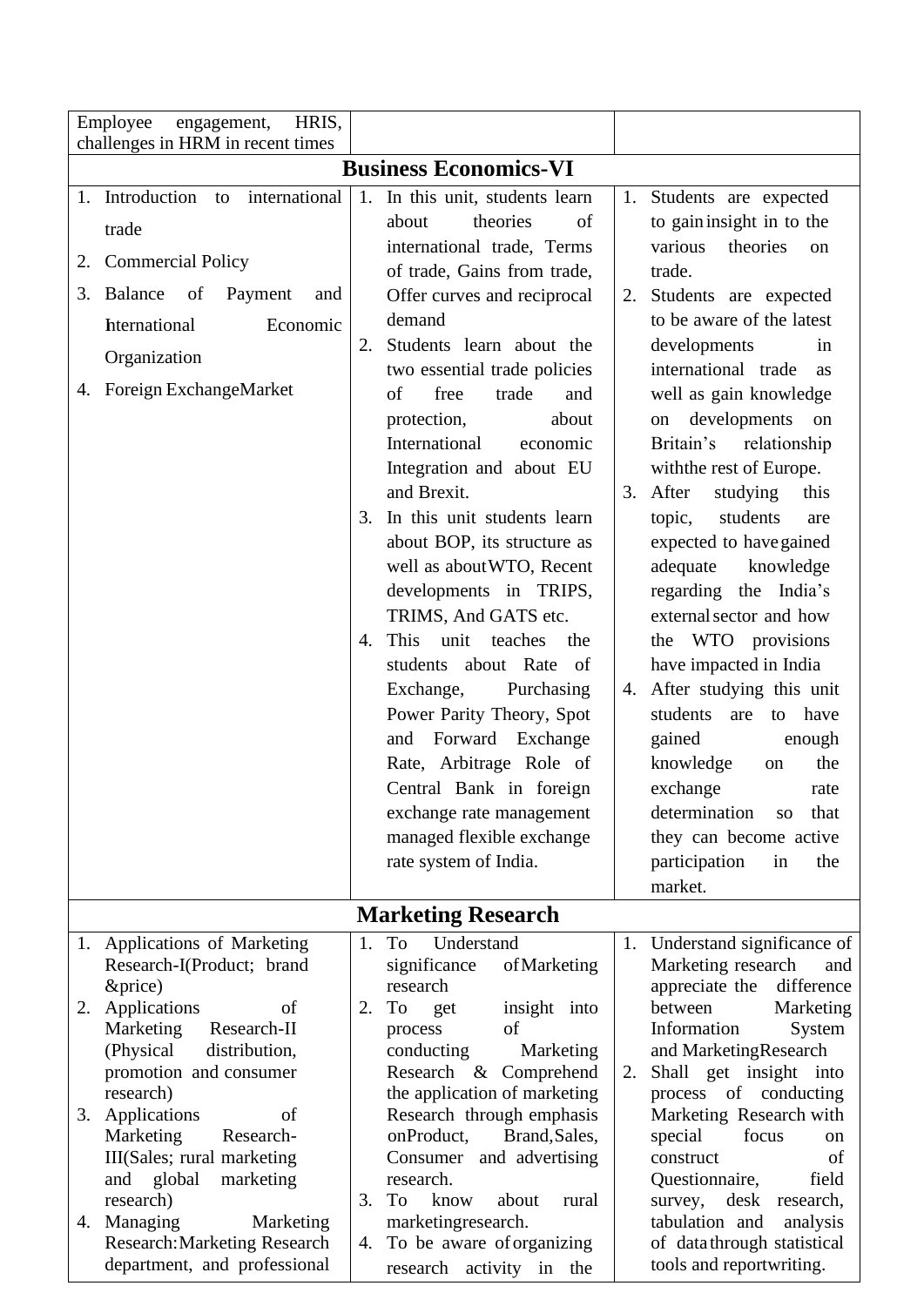| | | |
|---|---|---|
| Employee engagement, HRIS, challenges in HRM in recent times | | |
| **Business Economics-VI** | | |
| 1. Introduction to international trade<br>2. Commercial Policy<br>3. Balance of Payment and International Economic Organization<br>4. Foreign ExchangeMarket | 1. In this unit, students learn about theories of international trade, Terms of trade, Gains from trade, Offer curves and reciprocal demand<br>2. Students learn about the two essential trade policies of free trade and protection, about International economic Integration and about EU and Brexit.<br>3. In this unit students learn about BOP, its structure as well as aboutWTO, Recent developments in TRIPS, TRIMS, And GATS etc.<br>4. This unit teaches the students about Rate of Exchange, Purchasing Power Parity Theory, Spot and Forward Exchange Rate, Arbitrage Role of Central Bank in foreign exchange rate management managed flexible exchange rate system of India. | 1. Students are expected to gain insight in to the various theories on trade.<br>2. Students are expected to be aware of the latest developments in international trade as well as gain knowledge on developments on Britain's relationship withthe rest of Europe.<br>3. After studying this topic, students are expected to havegained adequate knowledge regarding the India's external sector and how the WTO provisions have impacted in India<br>4. After studying this unit students are to have gained enough knowledge on the exchange rate determination so that they can become active participation in the market. |
| **Marketing Research** | | |
| 1. Applications of Marketing Research-I(Product; brand &price)<br>2. Applications of Marketing Research-II (Physical distribution, promotion and consumer research)<br>3. Applications of Marketing Research-III(Sales; rural marketing and global marketing research)<br>4. Managing Marketing Research:Marketing Research department, and professional | 1. To Understand significance ofMarketing research<br>2. To get insight into process of conducting Marketing Research & Comprehend the application of marketing Research through emphasis onProduct, Brand,Sales, Consumer and advertising research.<br>3. To know about rural marketingresearch.<br>4. To be aware oforganizing research activity in the | 1. Understand significance of Marketing research and appreciate the difference between Marketing Information System and MarketingResearch<br>2. Shall get insight into process of conducting Marketing Research with special focus on construct of Questionnaire, field survey, desk research, tabulation and analysis of datathrough statistical tools and reportwriting. |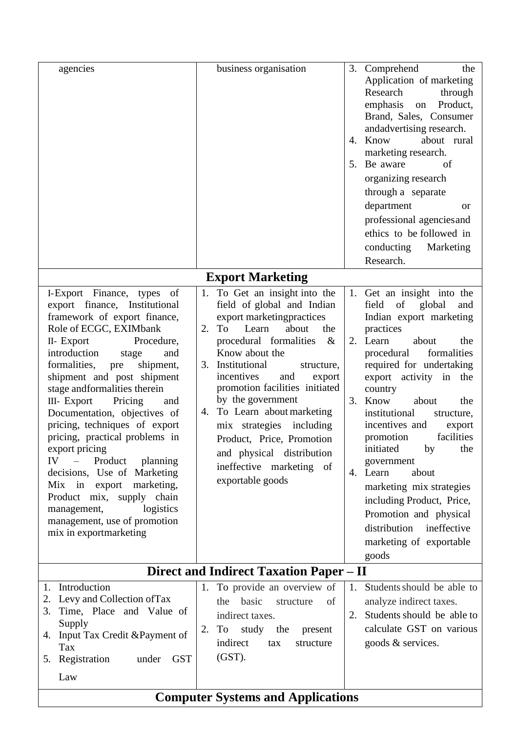| | | |
|---|---|---|
| agencies | business organisation | 3. Comprehend the Application of marketing Research through emphasis on Product, Brand, Sales, Consumer andadvertising research.<br>4. Know about rural marketing research.<br>5. Be aware of organizing research through a separate department or professional agenciesand ethics to be followed in conducting Marketing Research. |
| **Export Marketing** | | |
| I-Export Finance, types of export finance, Institutional framework of export finance, Role of ECGC, EXIMbank<br>II- Export Procedure, introduction stage and formalities, pre shipment, shipment and post shipment stage andformalities therein<br>III- Export Pricing and Documentation, objectives of pricing, techniques of export pricing, practical problems in export pricing<br>IV – Product planning decisions, Use of Marketing Mix in export marketing, Product mix, supply chain management, logistics management, use of promotion mix in exportmarketing | 1. To Get an insight into the field of global and Indian export marketingpractices<br>2. To Learn about the procedural formalities & Know about the<br>3. Institutional structure, incentives and export promotion facilities initiated by the government<br>4. To Learn about marketing mix strategies including Product, Price, Promotion and physical distribution ineffective marketing of exportable goods | 1. Get an insight into the field of global and Indian export marketing practices<br>2. Learn about the procedural formalities required for undertaking export activity in the country<br>3. Know about the institutional structure, incentives and export promotion facilities initiated by the government<br>4. Learn about marketing mix strategies including Product, Price, Promotion and physical distribution ineffective marketing of exportable goods |
| **Direct and Indirect Taxation Paper – II** | | |
| 1. Introduction<br>2. Levy and Collection ofTax<br>3. Time, Place and Value of Supply<br>4. Input Tax Credit &Payment of Tax<br>5. Registration under GST Law | 1. To provide an overview of the basic structure of indirect taxes.<br>2. To study the present indirect tax structure (GST). | 1. Students should be able to analyze indirect taxes.<br>2. Students should be able to calculate GST on various goods & services. |
| **Computer Systems and Applications** | | |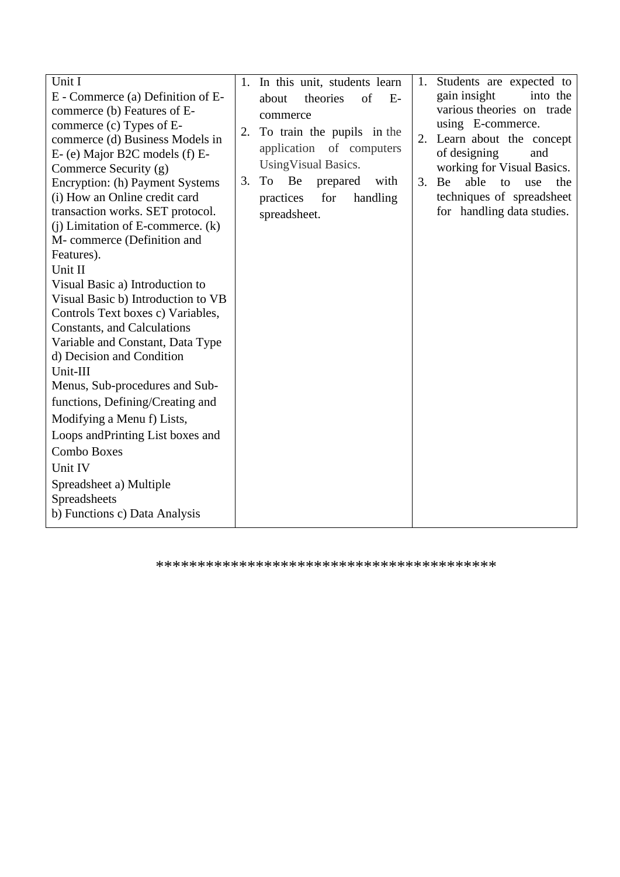| | | |
|---|---|---|
| Unit I<br>E - Commerce (a) Definition of E-commerce (b) Features of E-commerce (c) Types of E-commerce (d) Business Models in E- (e) Major B2C models (f) E-Commerce Security (g) Encryption: (h) Payment Systems (i) How an Online credit card transaction works. SET protocol. (j) Limitation of E-commerce. (k) M- commerce (Definition and Features).<br>Unit II<br>Visual Basic a) Introduction to Visual Basic b) Introduction to VB Controls Text boxes c) Variables, Constants, and Calculations Variable and Constant, Data Type d) Decision and Condition<br>Unit-III<br>Menus, Sub-procedures and Sub-functions, Defining/Creating and Modifying a Menu f) Lists, Loops andPrinting List boxes and Combo Boxes<br>Unit IV<br>Spreadsheet a) Multiple Spreadsheets<br>b) Functions c) Data Analysis | 1. In this unit, students learn about theories of E-commerce<br>2. To train the pupils in the application of computers UsingVisual Basics.<br>3. To Be prepared with practices for handling spreadsheet. | 1. Students are expected to gain insight into the various theories on trade using E-commerce.<br>2. Learn about the concept of designing and working for Visual Basics.<br>3. Be able to use the techniques of spreadsheet for handling data studies. |

****************************************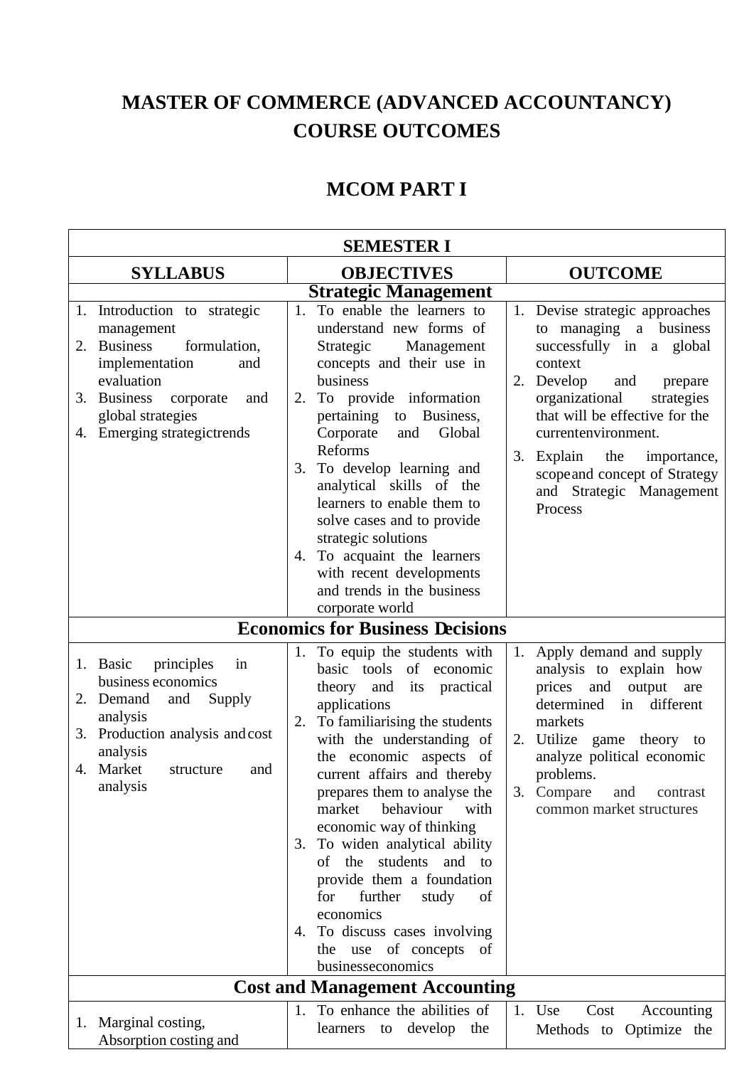# MASTER OF COMMERCE (ADVANCED ACCOUNTANCY) COURSE OUTCOMES

## MCOM PART I

| SEMESTER I | | |
|---|---|---|
| **SYLLABUS** | **OBJECTIVES** | **OUTCOME** |
| **Strategic Management** | | |
| 1. Introduction to strategic management<br>2. Business formulation, implementation and evaluation<br>3. Business corporate and global strategies<br>4. Emerging strategictrends | 1. To enable the learners to understand new forms of Strategic Management concepts and their use in business<br>2. To provide information pertaining to Business, Corporate and Global Reforms<br>3. To develop learning and analytical skills of the learners to enable them to solve cases and to provide strategic solutions<br>4. To acquaint the learners with recent developments and trends in the business corporate world | 1. Devise strategic approaches to managing a business successfully in a global context<br>2. Develop and prepare organizational strategies that will be effective for the currentenvironment.<br>3. Explain the importance, scopeand concept of Strategy and Strategic Management Process |
| **Economics for Business Decisions** | | |
| 1. Basic principles in business economics<br>2. Demand and Supply analysis<br>3. Production analysis and cost analysis<br>4. Market structure and analysis | 1. To equip the students with basic tools of economic theory and its practical applications<br>2. To familiarising the students with the understanding of the economic aspects of current affairs and thereby prepares them to analyse the market behaviour with economic way of thinking<br>3. To widen analytical ability of the students and to provide them a foundation for further study of economics<br>4. To discuss cases involving the use of concepts of businesseconomics | 1. Apply demand and supply analysis to explain how prices and output are determined in different markets<br>2. Utilize game theory to analyze political economic problems.<br>3. Compare and contrast common market structures |
| **Cost and Management Accounting** | | |
| 1. Marginal costing, Absorption costing and | 1. To enhance the abilities of learners to develop the | 1. Use Cost Accounting Methods to Optimize the |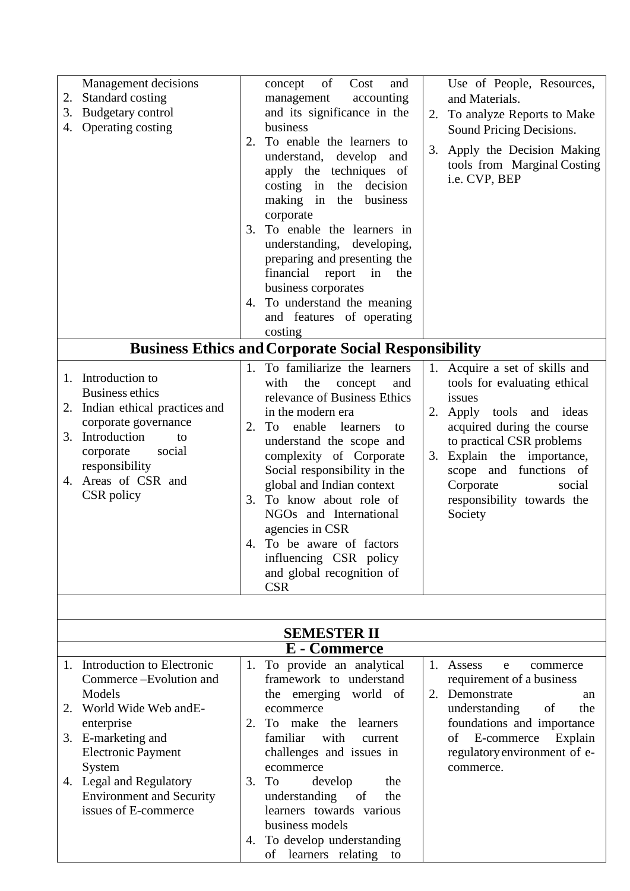| | | |
|---|---|---|
| Management decisions<br>2. Standard costing<br>3. Budgetary control<br>4. Operating costing | concept of Cost and management accounting and its significance in the business<br>2. To enable the learners to understand, develop and apply the techniques of costing in the decision making in the business corporate<br>3. To enable the learners in understanding, developing, preparing and presenting the financial report in the business corporates<br>4. To understand the meaning and features of operating costing | Use of People, Resources, and Materials.<br>2. To analyze Reports to Make Sound Pricing Decisions.<br>3. Apply the Decision Making tools from Marginal Costing i.e. CVP, BEP |
| **Business Ethics and Corporate Social Responsibility** | | |
| 1. Introduction to Business ethics<br>2. Indian ethical practices and corporate governance<br>3. Introduction to corporate social responsibility<br>4. Areas of CSR and CSR policy | 1. To familiarize the learners with the concept and relevance of Business Ethics in the modern era<br>2. To enable learners to understand the scope and complexity of Corporate Social responsibility in the global and Indian context<br>3. To know about role of NGOs and International agencies in CSR<br>4. To be aware of factors influencing CSR policy and global recognition of CSR | 1. Acquire a set of skills and tools for evaluating ethical issues<br>2. Apply tools and ideas acquired during the course to practical CSR problems<br>3. Explain the importance, scope and functions of Corporate social responsibility towards the Society |
| | | |
| **SEMESTER II** | | |
| **E - Commerce** | | |
| 1. Introduction to Electronic Commerce –Evolution and Models<br>2. World Wide Web andE-enterprise<br>3. E-marketing and Electronic Payment System<br>4. Legal and Regulatory Environment and Security issues of E-commerce | 1. To provide an analytical framework to understand the emerging world of ecommerce<br>2. To make the learners familiar with current challenges and issues in ecommerce<br>3. To develop the understanding of the learners towards various business models<br>4. To develop understanding of learners relating to | 1. Assess e commerce requirement of a business<br>2. Demonstrate an understanding of the foundations and importance of E-commerce Explain regulatory environment of e-commerce. |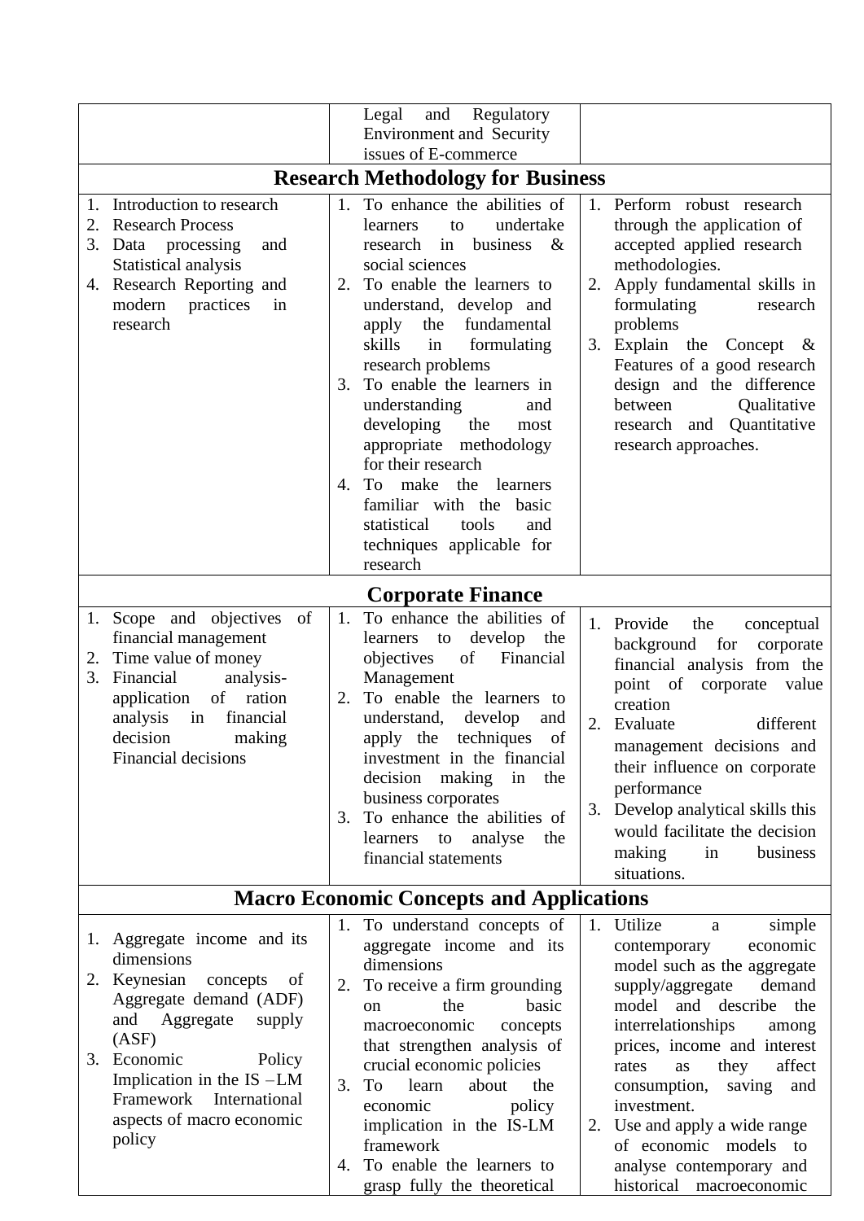| | | |
|---|---|---|
| | Legal and Regulatory Environment and Security issues of E-commerce | |
| **Research Methodology for Business** | | |
| 1. Introduction to research<br>2. Research Process<br>3. Data processing and Statistical analysis<br>4. Research Reporting and modern practices in research | 1. To enhance the abilities of learners to undertake research in business & social sciences<br>2. To enable the learners to understand, develop and apply the fundamental skills in formulating research problems<br>3. To enable the learners in understanding and developing the most appropriate methodology for their research<br>4. To make the learners familiar with the basic statistical tools and techniques applicable for research | 1. Perform robust research through the application of accepted applied research methodologies.<br>2. Apply fundamental skills in formulating research problems<br>3. Explain the Concept & Features of a good research design and the difference between Qualitative research and Quantitative research approaches. |
| **Corporate Finance** | | |
| 1. Scope and objectives of financial management<br>2. Time value of money<br>3. Financial analysis-application of ration analysis in financial decision making Financial decisions | 1. To enhance the abilities of learners to develop the objectives of Financial Management<br>2. To enable the learners to understand, develop and apply the techniques of investment in the financial decision making in the business corporates<br>3. To enhance the abilities of learners to analyse the financial statements | 1. Provide the conceptual background for corporate financial analysis from the point of corporate value creation<br>2. Evaluate different management decisions and their influence on corporate performance<br>3. Develop analytical skills this would facilitate the decision making in business situations. |
| **Macro Economic Concepts and Applications** | | |
| 1. Aggregate income and its dimensions<br>2. Keynesian concepts of Aggregate demand (ADF) and Aggregate supply (ASF)<br>3. Economic Policy Implication in the IS –LM Framework International aspects of macro economic policy | 1. To understand concepts of aggregate income and its dimensions<br>2. To receive a firm grounding on the basic macroeconomic concepts that strengthen analysis of crucial economic policies<br>3. To learn about the economic policy implication in the IS-LM framework<br>4. To enable the learners to grasp fully the theoretical | 1. Utilize a simple contemporary economic model such as the aggregate supply/aggregate demand model and describe the interrelationships among prices, income and interest rates as they affect consumption, saving and investment.<br>2. Use and apply a wide range of economic models to analyse contemporary and historical macroeconomic |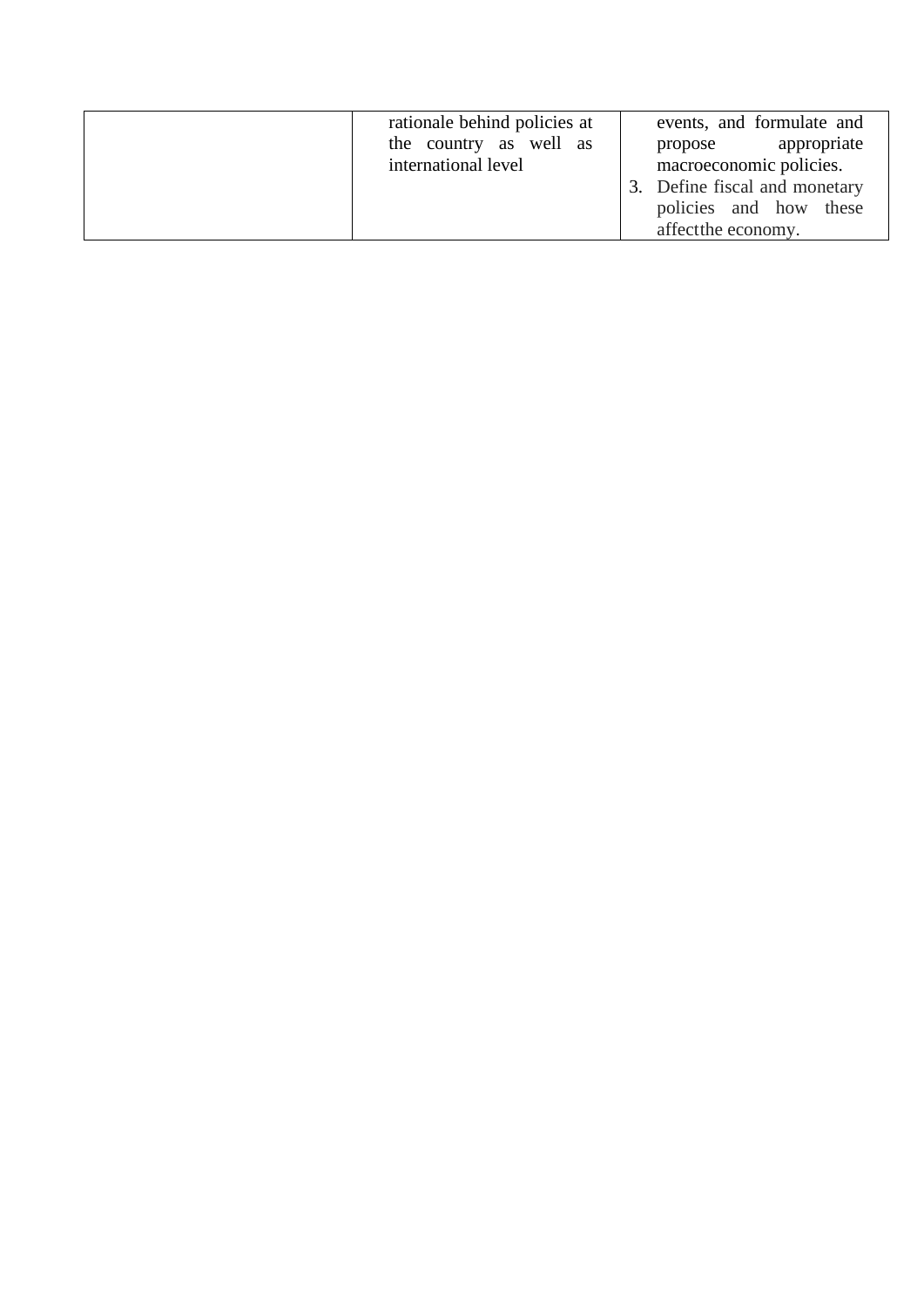|  | rationale behind policies at the country as well as international level | events, and formulate and propose appropriate macroeconomic policies.<br>3. Define fiscal and monetary policies and how these affectthe economy. |
|---|---|---|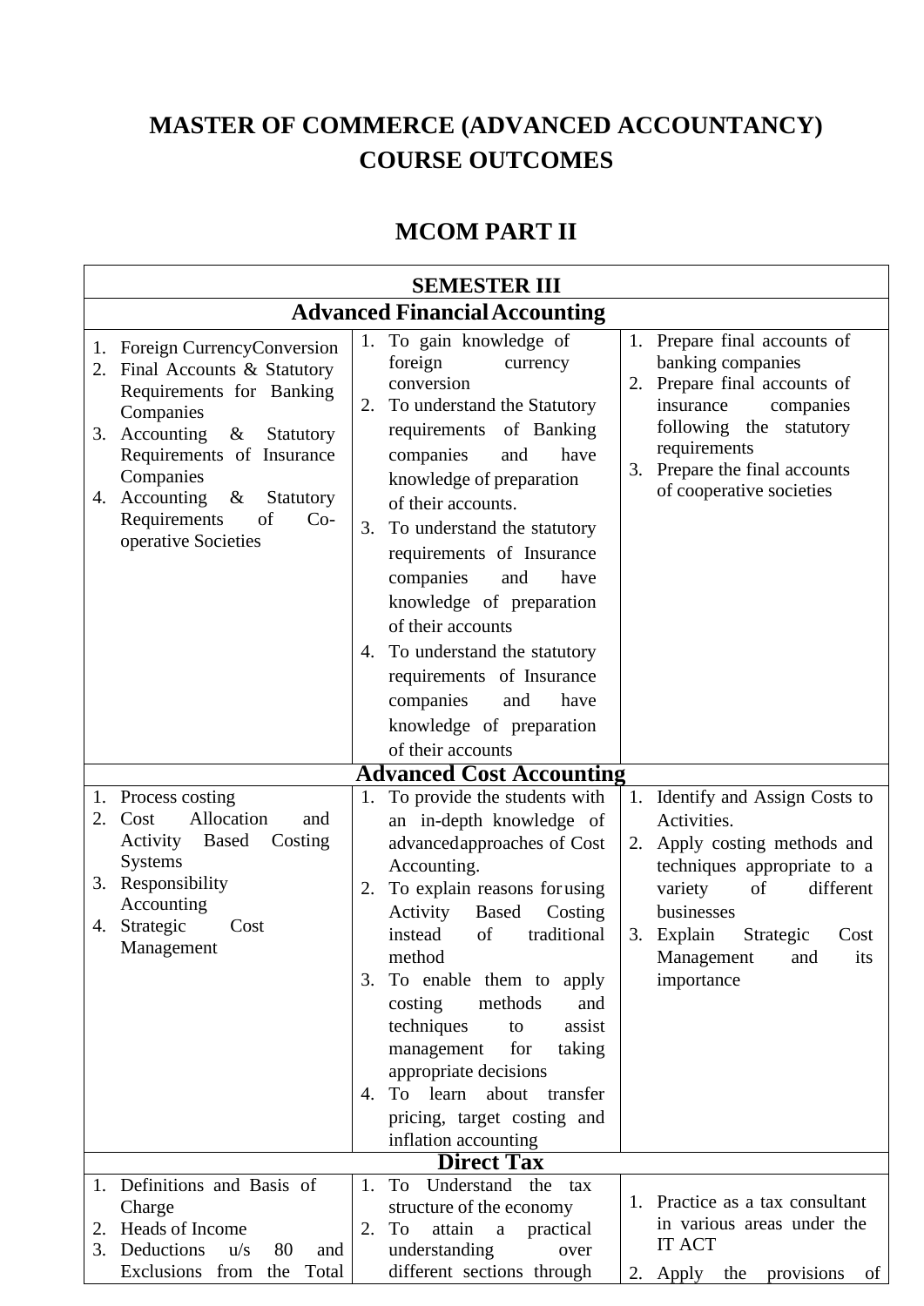# MASTER OF COMMERCE (ADVANCED ACCOUNTANCY) COURSE OUTCOMES

## MCOM PART II

| SEMESTER III | | |
|---|---|---|
| **Advanced Financial Accounting** | | |
| 1. Foreign Currency Conversion<br>2. Final Accounts & Statutory Requirements for Banking Companies<br>3. Accounting & Statutory Requirements of Insurance Companies<br>4. Accounting & Statutory Requirements of Co-operative Societies | 1. To gain knowledge of foreign currency conversion<br>2. To understand the Statutory requirements of Banking companies and have knowledge of preparation of their accounts.<br>3. To understand the statutory requirements of Insurance companies and have knowledge of preparation of their accounts<br>4. To understand the statutory requirements of Insurance companies and have knowledge of preparation of their accounts | 1. Prepare final accounts of banking companies<br>2. Prepare final accounts of insurance companies following the statutory requirements<br>3. Prepare the final accounts of cooperative societies |
| **Advanced Cost Accounting** | | |
| 1. Process costing<br>2. Cost Allocation and Activity Based Costing Systems<br>3. Responsibility Accounting<br>4. Strategic Cost Management | 1. To provide the students with an in-depth knowledge of advanced approaches of Cost Accounting.<br>2. To explain reasons for using Activity Based Costing instead of traditional method<br>3. To enable them to apply costing methods and techniques to assist management for taking appropriate decisions<br>4. To learn about transfer pricing, target costing and inflation accounting | 1. Identify and Assign Costs to Activities.<br>2. Apply costing methods and techniques appropriate to a variety of different businesses<br>3. Explain Strategic Cost Management and its importance |
| **Direct Tax** | | |
| 1. Definitions and Basis of Charge<br>2. Heads of Income<br>3. Deductions u/s 80 and Exclusions from the Total | 1. To Understand the tax structure of the economy<br>2. To attain a practical understanding over different sections through | 1. Practice as a tax consultant in various areas under the IT ACT<br>2. Apply the provisions of |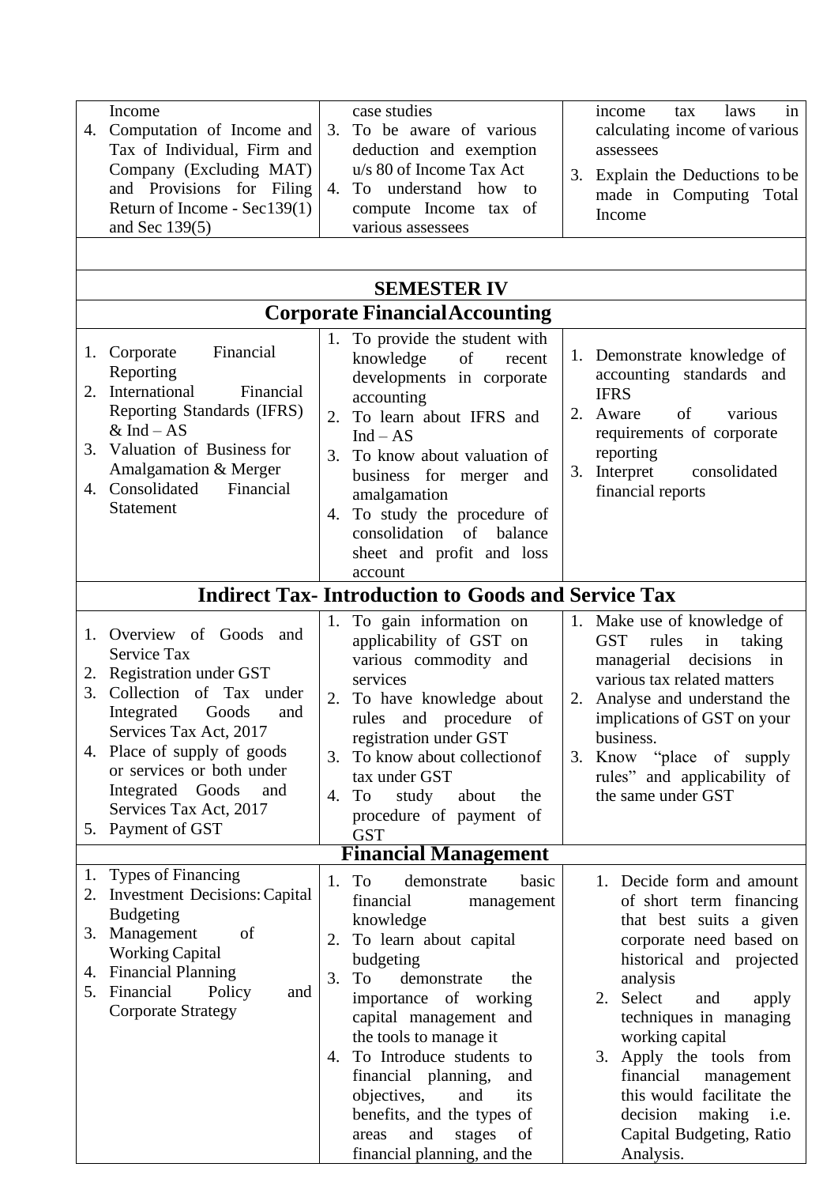| | | |
|---|---|---|
| Income<br>4. Computation of Income and Tax of Individual, Firm and Company (Excluding MAT) and Provisions for Filing Return of Income - Sec139(1) and Sec 139(5) | case studies<br>3. To be aware of various deduction and exemption u/s 80 of Income Tax Act<br>4. To understand how to compute Income tax of various assessees | income tax laws in calculating income of various assessees<br>3. Explain the Deductions to be made in Computing Total Income |
| | | |
| **SEMESTER IV** | | |
| **Corporate Financial Accounting** | | |
| 1. Corporate Financial Reporting<br>2. International Financial Reporting Standards (IFRS) & Ind – AS<br>3. Valuation of Business for Amalgamation & Merger<br>4. Consolidated Financial Statement | 1. To provide the student with knowledge of recent developments in corporate accounting<br>2. To learn about IFRS and Ind – AS<br>3. To know about valuation of business for merger and amalgamation<br>4. To study the procedure of consolidation of balance sheet and profit and loss account | 1. Demonstrate knowledge of accounting standards and IFRS<br>2. Aware of various requirements of corporate reporting<br>3. Interpret consolidated financial reports |
| **Indirect Tax- Introduction to Goods and Service Tax** | | |
| 1. Overview of Goods and Service Tax<br>2. Registration under GST<br>3. Collection of Tax under Integrated Goods and Services Tax Act, 2017<br>4. Place of supply of goods or services or both under Integrated Goods and Services Tax Act, 2017<br>5. Payment of GST | 1. To gain information on applicability of GST on various commodity and services<br>2. To have knowledge about rules and procedure of registration under GST<br>3. To know about collection of tax under GST<br>4. To study about the procedure of payment of GST | 1. Make use of knowledge of GST rules in taking managerial decisions in various tax related matters<br>2. Analyse and understand the implications of GST on your business.<br>3. Know "place of supply rules" and applicability of the same under GST |
| **Financial Management** | | |
| 1. Types of Financing<br>2. Investment Decisions: Capital Budgeting<br>3. Management of Working Capital<br>4. Financial Planning<br>5. Financial Policy and Corporate Strategy | 1. To demonstrate basic financial management knowledge<br>2. To learn about capital budgeting<br>3. To demonstrate the importance of working capital management and the tools to manage it<br>4. To Introduce students to financial planning, and objectives, and its benefits, and the types of areas and stages of financial planning, and the | 1. Decide form and amount of short term financing that best suits a given corporate need based on historical and projected analysis<br>2. Select and apply techniques in managing working capital<br>3. Apply the tools from financial management this would facilitate the decision making i.e. Capital Budgeting, Ratio Analysis. |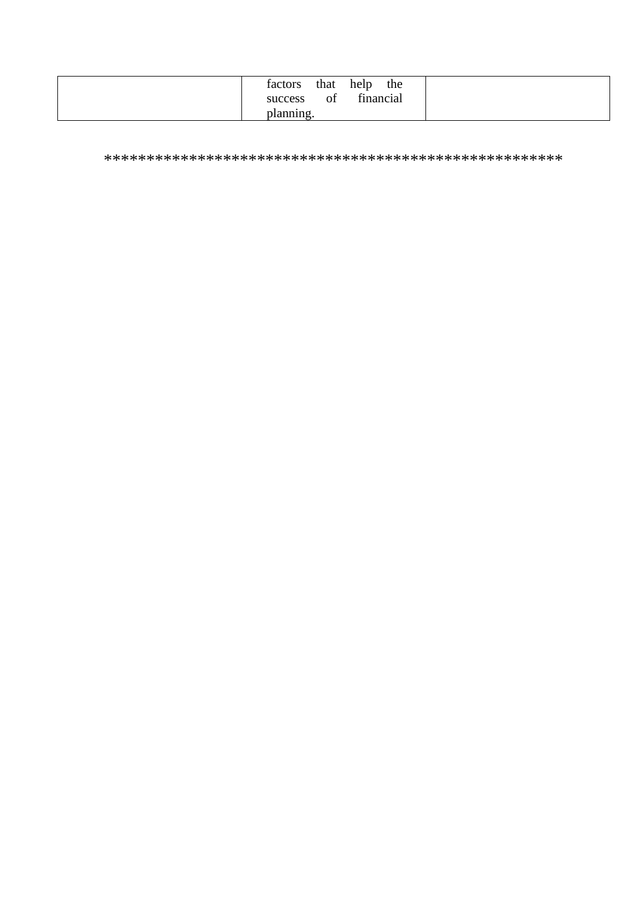| | | |
|---|---|---|
| | factors that help the success of financial planning. | |

*****************************************************